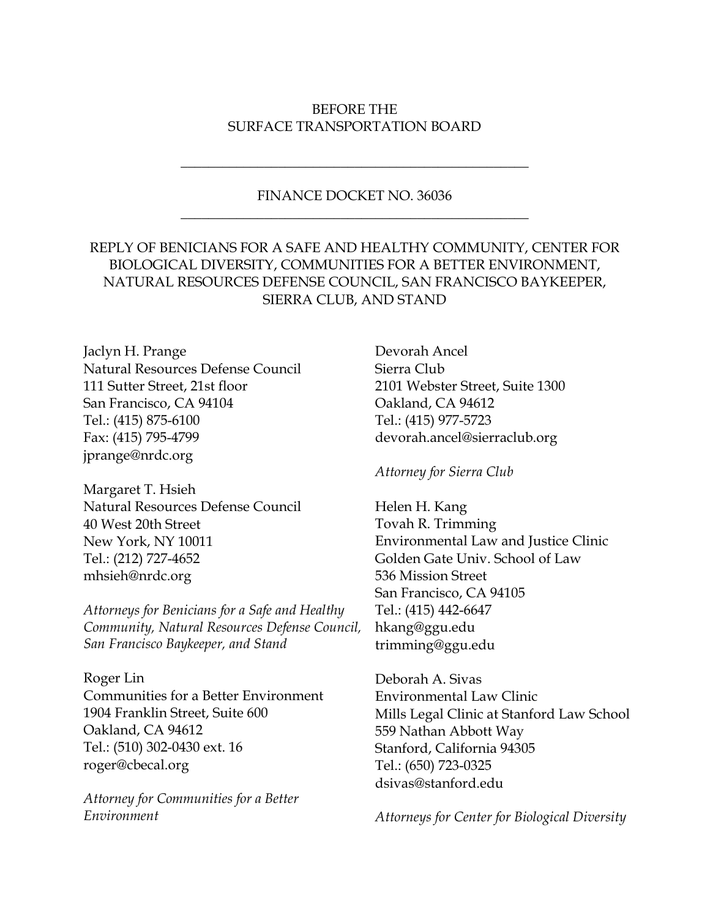BEFORE THE
SURFACE TRANSPORTATION BOARD

---

FINANCE DOCKET NO. 36036

---

REPLY OF BENICIANS FOR A SAFE AND HEALTHY COMMUNITY, CENTER FOR BIOLOGICAL DIVERSITY, COMMUNITIES FOR A BETTER ENVIRONMENT, NATURAL RESOURCES DEFENSE COUNCIL, SAN FRANCISCO BAYKEEPER, SIERRA CLUB, AND STAND

Jaclyn H. Prange
Natural Resources Defense Council
111 Sutter Street, 21st floor
San Francisco, CA 94104
Tel.: (415) 875-6100
Fax: (415) 795-4799
jprange@nrdc.org

Margaret T. Hsieh
Natural Resources Defense Council
40 West 20th Street
New York, NY 10011
Tel.: (212) 727-4652
mhsieh@nrdc.org

*Attorneys for Benicians for a Safe and Healthy Community, Natural Resources Defense Council, San Francisco Baykeeper, and Stand*

Roger Lin
Communities for a Better Environment
1904 Franklin Street, Suite 600
Oakland, CA 94612
Tel.: (510) 302-0430 ext. 16
roger@cbecal.org

*Attorney for Communities for a Better Environment*

Devorah Ancel
Sierra Club
2101 Webster Street, Suite 1300
Oakland, CA 94612
Tel.: (415) 977-5723
devorah.ancel@sierraclub.org

*Attorney for Sierra Club*

Helen H. Kang
Tovah R. Trimming
Environmental Law and Justice Clinic
Golden Gate Univ. School of Law
536 Mission Street
San Francisco, CA 94105
Tel.: (415) 442-6647
hkang@ggu.edu
trimming@ggu.edu

Deborah A. Sivas
Environmental Law Clinic
Mills Legal Clinic at Stanford Law School
559 Nathan Abbott Way
Stanford, California 94305
Tel.: (650) 723-0325
dsivas@stanford.edu

*Attorneys for Center for Biological Diversity*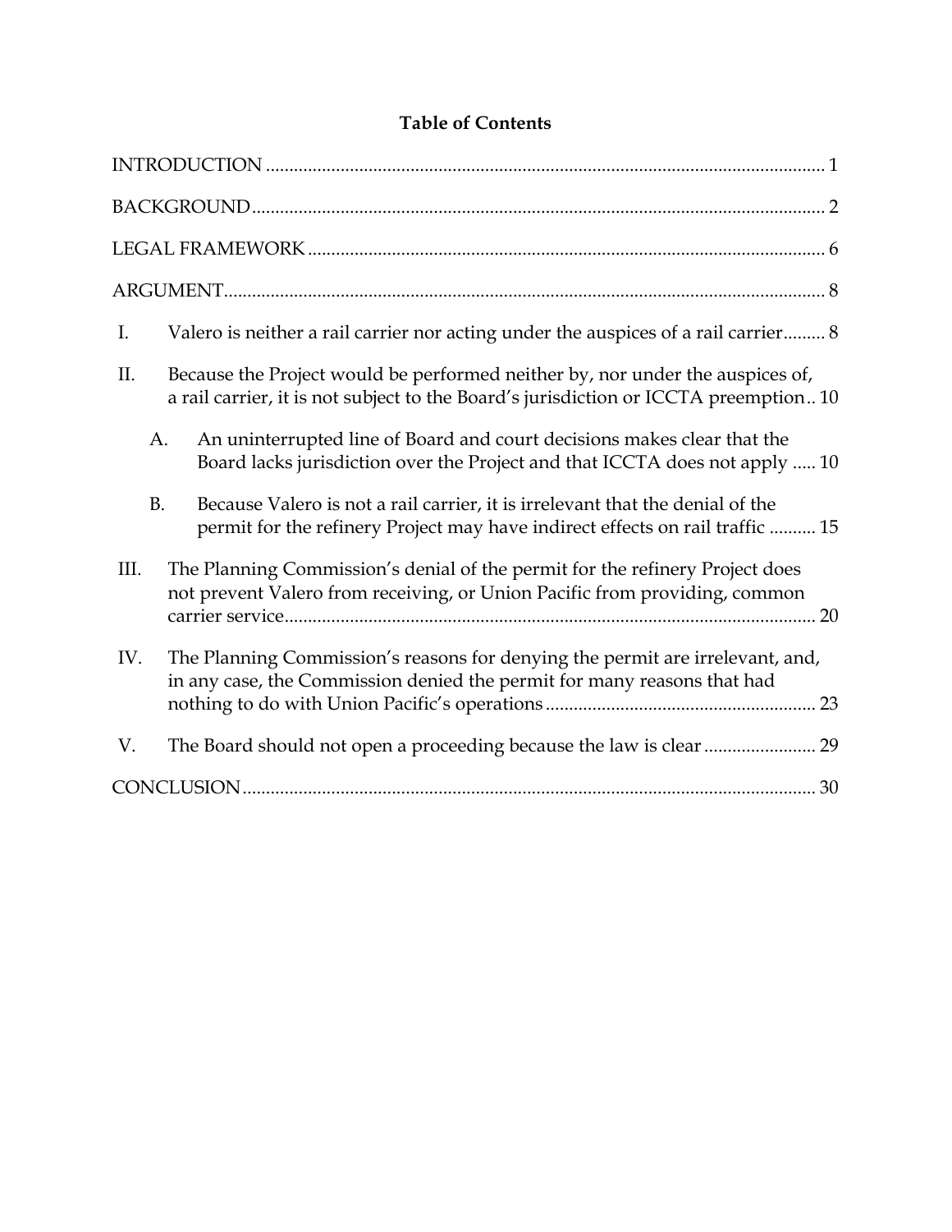**Table of Contents**

INTRODUCTION ........................................................................................................................ 1

BACKGROUND ......................................................................................................................... 2

LEGAL FRAMEWORK .............................................................................................................. 6

ARGUMENT ................................................................................................................................ 8

I. Valero is neither a rail carrier nor acting under the auspices of a rail carrier ......... 8

II. Because the Project would be performed neither by, nor under the auspices of, a rail carrier, it is not subject to the Board's jurisdiction or ICCTA preemption .. 10

   A. An uninterrupted line of Board and court decisions makes clear that the Board lacks jurisdiction over the Project and that ICCTA does not apply ..... 10

   B. Because Valero is not a rail carrier, it is irrelevant that the denial of the permit for the refinery Project may have indirect effects on rail traffic .......... 15

III. The Planning Commission's denial of the permit for the refinery Project does not prevent Valero from receiving, or Union Pacific from providing, common carrier service ................................................................................................................. 20

IV. The Planning Commission's reasons for denying the permit are irrelevant, and, in any case, the Commission denied the permit for many reasons that had nothing to do with Union Pacific's operations .......................................................... 23

V. The Board should not open a proceeding because the law is clear ........................ 29

CONCLUSION .......................................................................................................................... 30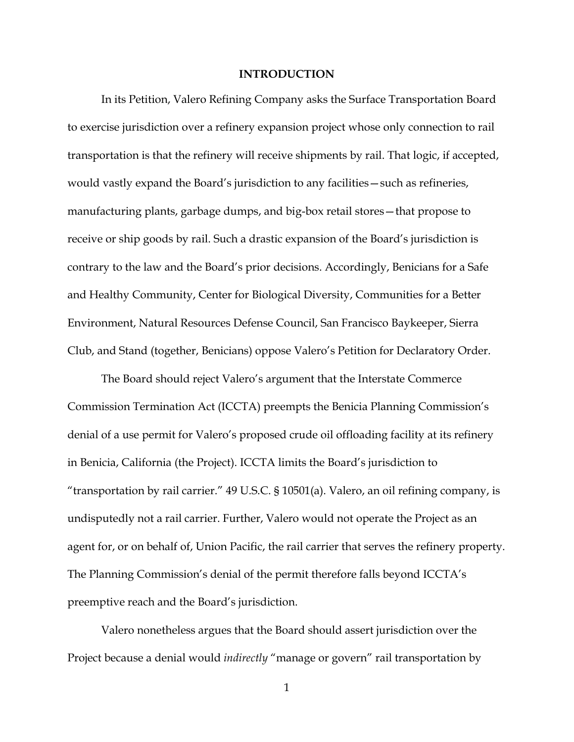## INTRODUCTION

In its Petition, Valero Refining Company asks the Surface Transportation Board to exercise jurisdiction over a refinery expansion project whose only connection to rail transportation is that the refinery will receive shipments by rail. That logic, if accepted, would vastly expand the Board's jurisdiction to any facilities—such as refineries, manufacturing plants, garbage dumps, and big-box retail stores—that propose to receive or ship goods by rail. Such a drastic expansion of the Board's jurisdiction is contrary to the law and the Board's prior decisions. Accordingly, Benicians for a Safe and Healthy Community, Center for Biological Diversity, Communities for a Better Environment, Natural Resources Defense Council, San Francisco Baykeeper, Sierra Club, and Stand (together, Benicians) oppose Valero's Petition for Declaratory Order.

The Board should reject Valero's argument that the Interstate Commerce Commission Termination Act (ICCTA) preempts the Benicia Planning Commission's denial of a use permit for Valero's proposed crude oil offloading facility at its refinery in Benicia, California (the Project). ICCTA limits the Board's jurisdiction to "transportation by rail carrier." 49 U.S.C. § 10501(a). Valero, an oil refining company, is undisputedly not a rail carrier. Further, Valero would not operate the Project as an agent for, or on behalf of, Union Pacific, the rail carrier that serves the refinery property. The Planning Commission's denial of the permit therefore falls beyond ICCTA's preemptive reach and the Board's jurisdiction.

Valero nonetheless argues that the Board should assert jurisdiction over the Project because a denial would *indirectly* "manage or govern" rail transportation by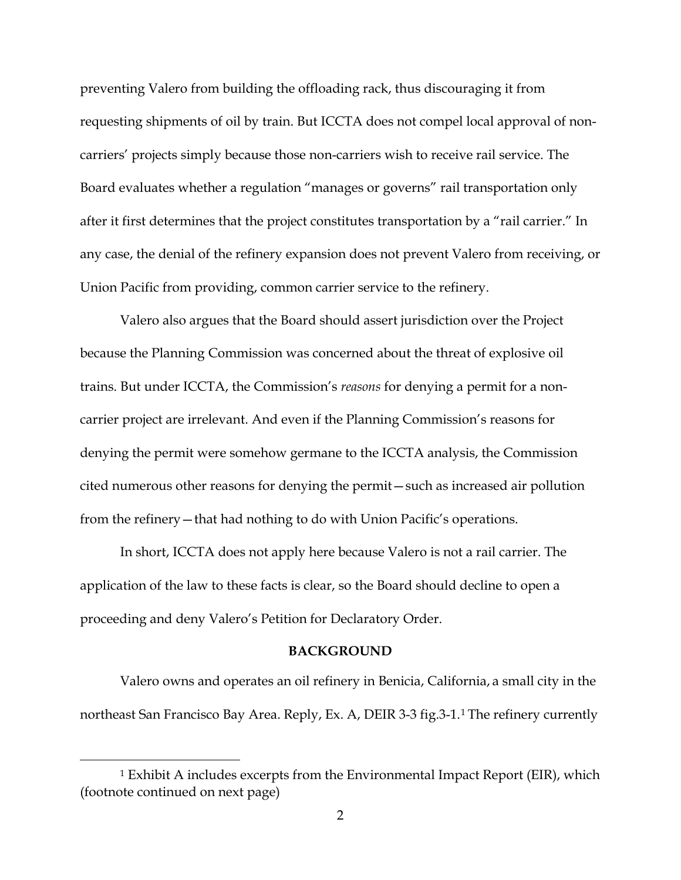preventing Valero from building the offloading rack, thus discouraging it from requesting shipments of oil by train. But ICCTA does not compel local approval of non-carriers' projects simply because those non-carriers wish to receive rail service. The Board evaluates whether a regulation "manages or governs" rail transportation only after it first determines that the project constitutes transportation by a "rail carrier." In any case, the denial of the refinery expansion does not prevent Valero from receiving, or Union Pacific from providing, common carrier service to the refinery.

Valero also argues that the Board should assert jurisdiction over the Project because the Planning Commission was concerned about the threat of explosive oil trains. But under ICCTA, the Commission's *reasons* for denying a permit for a non-carrier project are irrelevant. And even if the Planning Commission's reasons for denying the permit were somehow germane to the ICCTA analysis, the Commission cited numerous other reasons for denying the permit—such as increased air pollution from the refinery—that had nothing to do with Union Pacific's operations.

In short, ICCTA does not apply here because Valero is not a rail carrier. The application of the law to these facts is clear, so the Board should decline to open a proceeding and deny Valero's Petition for Declaratory Order.

## BACKGROUND

Valero owns and operates an oil refinery in Benicia, California, a small city in the northeast San Francisco Bay Area. Reply, Ex. A, DEIR 3-3 fig.3-1.[1] The refinery currently

[1] Exhibit A includes excerpts from the Environmental Impact Report (EIR), which (footnote continued on next page)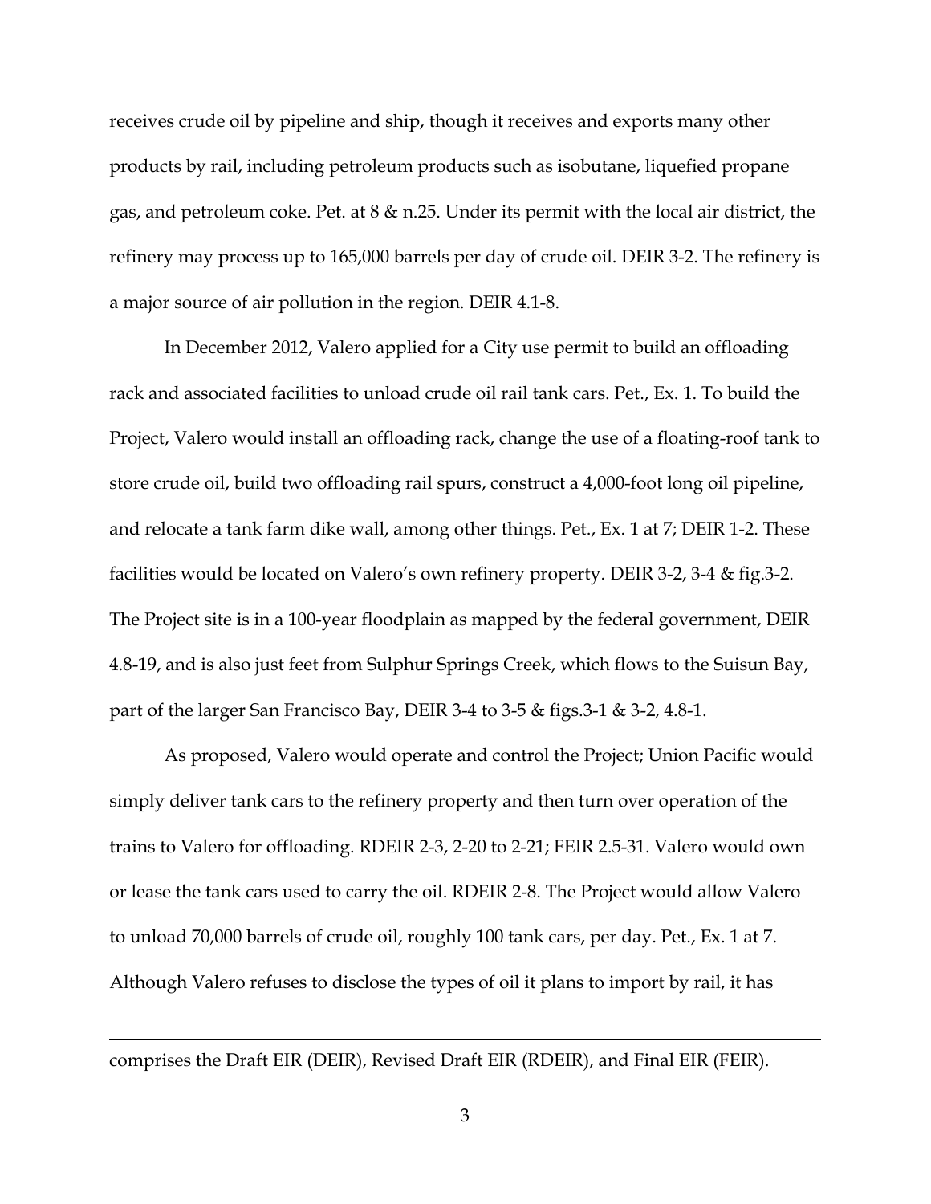receives crude oil by pipeline and ship, though it receives and exports many other products by rail, including petroleum products such as isobutane, liquefied propane gas, and petroleum coke. Pet. at 8 & n.25. Under its permit with the local air district, the refinery may process up to 165,000 barrels per day of crude oil. DEIR 3-2. The refinery is a major source of air pollution in the region. DEIR 4.1-8.

In December 2012, Valero applied for a City use permit to build an offloading rack and associated facilities to unload crude oil rail tank cars. Pet., Ex. 1. To build the Project, Valero would install an offloading rack, change the use of a floating-roof tank to store crude oil, build two offloading rail spurs, construct a 4,000-foot long oil pipeline, and relocate a tank farm dike wall, among other things. Pet., Ex. 1 at 7; DEIR 1-2. These facilities would be located on Valero's own refinery property. DEIR 3-2, 3-4 & fig.3-2. The Project site is in a 100-year floodplain as mapped by the federal government, DEIR 4.8-19, and is also just feet from Sulphur Springs Creek, which flows to the Suisun Bay, part of the larger San Francisco Bay, DEIR 3-4 to 3-5 & figs.3-1 & 3-2, 4.8-1.

As proposed, Valero would operate and control the Project; Union Pacific would simply deliver tank cars to the refinery property and then turn over operation of the trains to Valero for offloading. RDEIR 2-3, 2-20 to 2-21; FEIR 2.5-31. Valero would own or lease the tank cars used to carry the oil. RDEIR 2-8. The Project would allow Valero to unload 70,000 barrels of crude oil, roughly 100 tank cars, per day. Pet., Ex. 1 at 7. Although Valero refuses to disclose the types of oil it plans to import by rail, it has

---

comprises the Draft EIR (DEIR), Revised Draft EIR (RDEIR), and Final EIR (FEIR).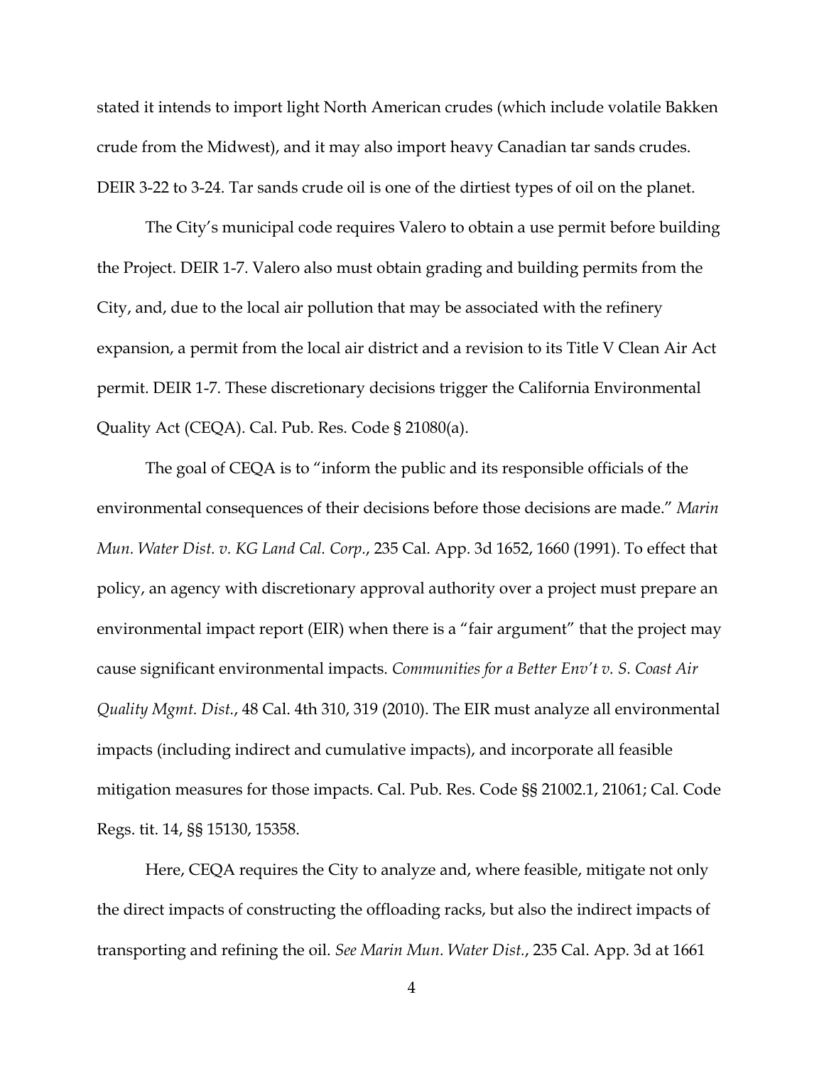stated it intends to import light North American crudes (which include volatile Bakken crude from the Midwest), and it may also import heavy Canadian tar sands crudes. DEIR 3-22 to 3-24. Tar sands crude oil is one of the dirtiest types of oil on the planet.

The City's municipal code requires Valero to obtain a use permit before building the Project. DEIR 1-7. Valero also must obtain grading and building permits from the City, and, due to the local air pollution that may be associated with the refinery expansion, a permit from the local air district and a revision to its Title V Clean Air Act permit. DEIR 1-7. These discretionary decisions trigger the California Environmental Quality Act (CEQA). Cal. Pub. Res. Code § 21080(a).

The goal of CEQA is to "inform the public and its responsible officials of the environmental consequences of their decisions before those decisions are made." *Marin Mun. Water Dist. v. KG Land Cal. Corp.*, 235 Cal. App. 3d 1652, 1660 (1991). To effect that policy, an agency with discretionary approval authority over a project must prepare an environmental impact report (EIR) when there is a "fair argument" that the project may cause significant environmental impacts. *Communities for a Better Env't v. S. Coast Air Quality Mgmt. Dist.*, 48 Cal. 4th 310, 319 (2010). The EIR must analyze all environmental impacts (including indirect and cumulative impacts), and incorporate all feasible mitigation measures for those impacts. Cal. Pub. Res. Code §§ 21002.1, 21061; Cal. Code Regs. tit. 14, §§ 15130, 15358.

Here, CEQA requires the City to analyze and, where feasible, mitigate not only the direct impacts of constructing the offloading racks, but also the indirect impacts of transporting and refining the oil. *See Marin Mun. Water Dist.*, 235 Cal. App. 3d at 1661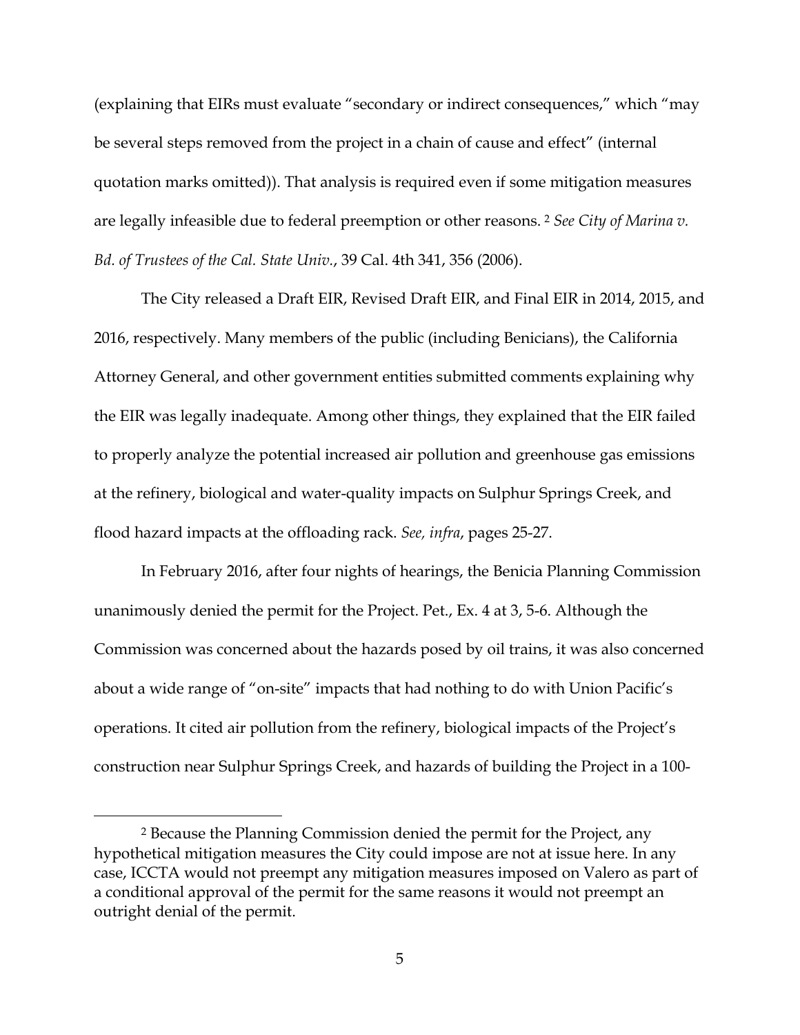(explaining that EIRs must evaluate "secondary or indirect consequences," which "may be several steps removed from the project in a chain of cause and effect" (internal quotation marks omitted)). That analysis is required even if some mitigation measures are legally infeasible due to federal preemption or other reasons.[2] *See City of Marina v. Bd. of Trustees of the Cal. State Univ.*, 39 Cal. 4th 341, 356 (2006).

The City released a Draft EIR, Revised Draft EIR, and Final EIR in 2014, 2015, and 2016, respectively. Many members of the public (including Benicians), the California Attorney General, and other government entities submitted comments explaining why the EIR was legally inadequate. Among other things, they explained that the EIR failed to properly analyze the potential increased air pollution and greenhouse gas emissions at the refinery, biological and water-quality impacts on Sulphur Springs Creek, and flood hazard impacts at the offloading rack. *See, infra*, pages 25-27.

In February 2016, after four nights of hearings, the Benicia Planning Commission unanimously denied the permit for the Project. Pet., Ex. 4 at 3, 5-6. Although the Commission was concerned about the hazards posed by oil trains, it was also concerned about a wide range of "on-site" impacts that had nothing to do with Union Pacific's operations. It cited air pollution from the refinery, biological impacts of the Project's construction near Sulphur Springs Creek, and hazards of building the Project in a 100-

[2] Because the Planning Commission denied the permit for the Project, any hypothetical mitigation measures the City could impose are not at issue here. In any case, ICCTA would not preempt any mitigation measures imposed on Valero as part of a conditional approval of the permit for the same reasons it would not preempt an outright denial of the permit.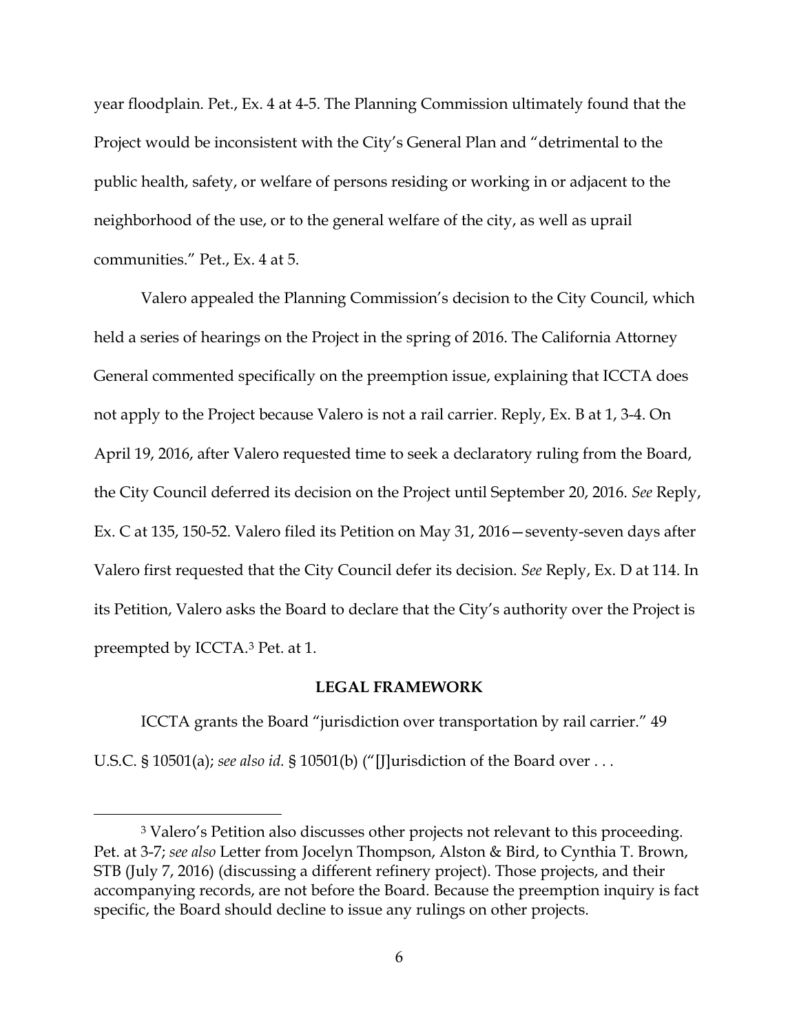year floodplain. Pet., Ex. 4 at 4-5. The Planning Commission ultimately found that the Project would be inconsistent with the City's General Plan and "detrimental to the public health, safety, or welfare of persons residing or working in or adjacent to the neighborhood of the use, or to the general welfare of the city, as well as uprail communities." Pet., Ex. 4 at 5.

Valero appealed the Planning Commission's decision to the City Council, which held a series of hearings on the Project in the spring of 2016. The California Attorney General commented specifically on the preemption issue, explaining that ICCTA does not apply to the Project because Valero is not a rail carrier. Reply, Ex. B at 1, 3-4. On April 19, 2016, after Valero requested time to seek a declaratory ruling from the Board, the City Council deferred its decision on the Project until September 20, 2016. *See* Reply, Ex. C at 135, 150-52. Valero filed its Petition on May 31, 2016—seventy-seven days after Valero first requested that the City Council defer its decision. *See* Reply, Ex. D at 114. In its Petition, Valero asks the Board to declare that the City's authority over the Project is preempted by ICCTA.[3] Pet. at 1.

## LEGAL FRAMEWORK

ICCTA grants the Board "jurisdiction over transportation by rail carrier." 49 U.S.C. § 10501(a); *see also id.* § 10501(b) ("[J]urisdiction of the Board over . . .

---

[3] Valero's Petition also discusses other projects not relevant to this proceeding. Pet. at 3-7; *see also* Letter from Jocelyn Thompson, Alston & Bird, to Cynthia T. Brown, STB (July 7, 2016) (discussing a different refinery project). Those projects, and their accompanying records, are not before the Board. Because the preemption inquiry is fact specific, the Board should decline to issue any rulings on other projects.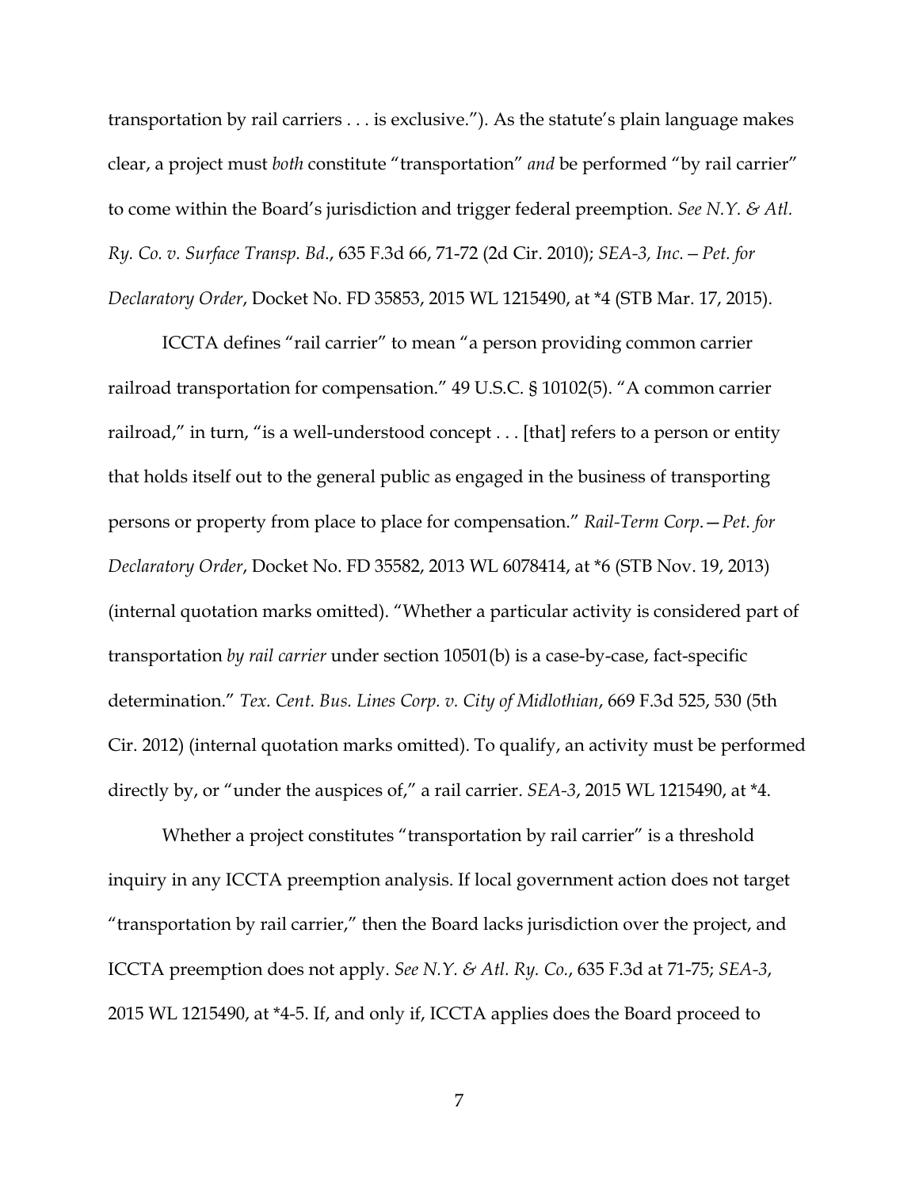transportation by rail carriers . . . is exclusive."). As the statute's plain language makes clear, a project must *both* constitute "transportation" *and* be performed "by rail carrier" to come within the Board's jurisdiction and trigger federal preemption. *See N.Y. & Atl. Ry. Co. v. Surface Transp. Bd.*, 635 F.3d 66, 71-72 (2d Cir. 2010); *SEA-3, Inc.—Pet. for Declaratory Order*, Docket No. FD 35853, 2015 WL 1215490, at *4 (STB Mar. 17, 2015).

ICCTA defines "rail carrier" to mean "a person providing common carrier railroad transportation for compensation." 49 U.S.C. § 10102(5). "A common carrier railroad," in turn, "is a well-understood concept . . . [that] refers to a person or entity that holds itself out to the general public as engaged in the business of transporting persons or property from place to place for compensation." *Rail-Term Corp.—Pet. for Declaratory Order*, Docket No. FD 35582, 2013 WL 6078414, at *6 (STB Nov. 19, 2013) (internal quotation marks omitted). "Whether a particular activity is considered part of transportation *by rail carrier* under section 10501(b) is a case-by-case, fact-specific determination." *Tex. Cent. Bus. Lines Corp. v. City of Midlothian*, 669 F.3d 525, 530 (5th Cir. 2012) (internal quotation marks omitted). To qualify, an activity must be performed directly by, or "under the auspices of," a rail carrier. *SEA-3*, 2015 WL 1215490, at *4.

Whether a project constitutes "transportation by rail carrier" is a threshold inquiry in any ICCTA preemption analysis. If local government action does not target "transportation by rail carrier," then the Board lacks jurisdiction over the project, and ICCTA preemption does not apply. *See N.Y. & Atl. Ry. Co.*, 635 F.3d at 71-75; *SEA-3*, 2015 WL 1215490, at *4-5. If, and only if, ICCTA applies does the Board proceed to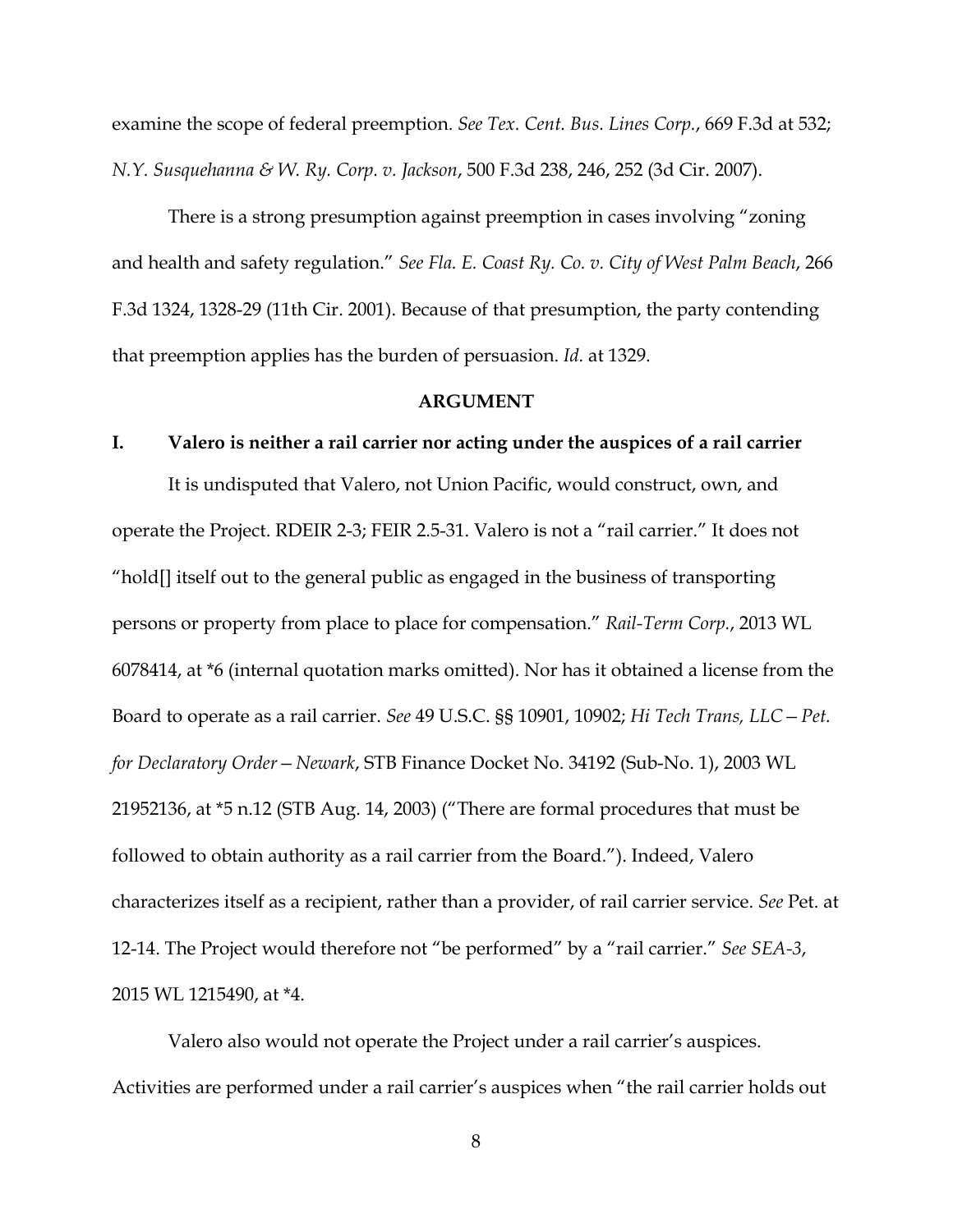examine the scope of federal preemption. *See Tex. Cent. Bus. Lines Corp.*, 669 F.3d at 532; *N.Y. Susquehanna & W. Ry. Corp. v. Jackson*, 500 F.3d 238, 246, 252 (3d Cir. 2007).

There is a strong presumption against preemption in cases involving "zoning and health and safety regulation." *See Fla. E. Coast Ry. Co. v. City of West Palm Beach*, 266 F.3d 1324, 1328-29 (11th Cir. 2001). Because of that presumption, the party contending that preemption applies has the burden of persuasion. *Id.* at 1329.

## ARGUMENT

### I. Valero is neither a rail carrier nor acting under the auspices of a rail carrier

It is undisputed that Valero, not Union Pacific, would construct, own, and operate the Project. RDEIR 2-3; FEIR 2.5-31. Valero is not a "rail carrier." It does not "hold[] itself out to the general public as engaged in the business of transporting persons or property from place to place for compensation." *Rail-Term Corp.*, 2013 WL 6078414, at *6 (internal quotation marks omitted). Nor has it obtained a license from the Board to operate as a rail carrier. *See* 49 U.S.C. §§ 10901, 10902; *Hi Tech Trans, LLC—Pet. for Declaratory Order—Newark*, STB Finance Docket No. 34192 (Sub-No. 1), 2003 WL 21952136, at *5 n.12 (STB Aug. 14, 2003) ("There are formal procedures that must be followed to obtain authority as a rail carrier from the Board."). Indeed, Valero characterizes itself as a recipient, rather than a provider, of rail carrier service. *See* Pet. at 12-14. The Project would therefore not "be performed" by a "rail carrier." *See SEA-3*, 2015 WL 1215490, at *4.

Valero also would not operate the Project under a rail carrier's auspices. Activities are performed under a rail carrier's auspices when "the rail carrier holds out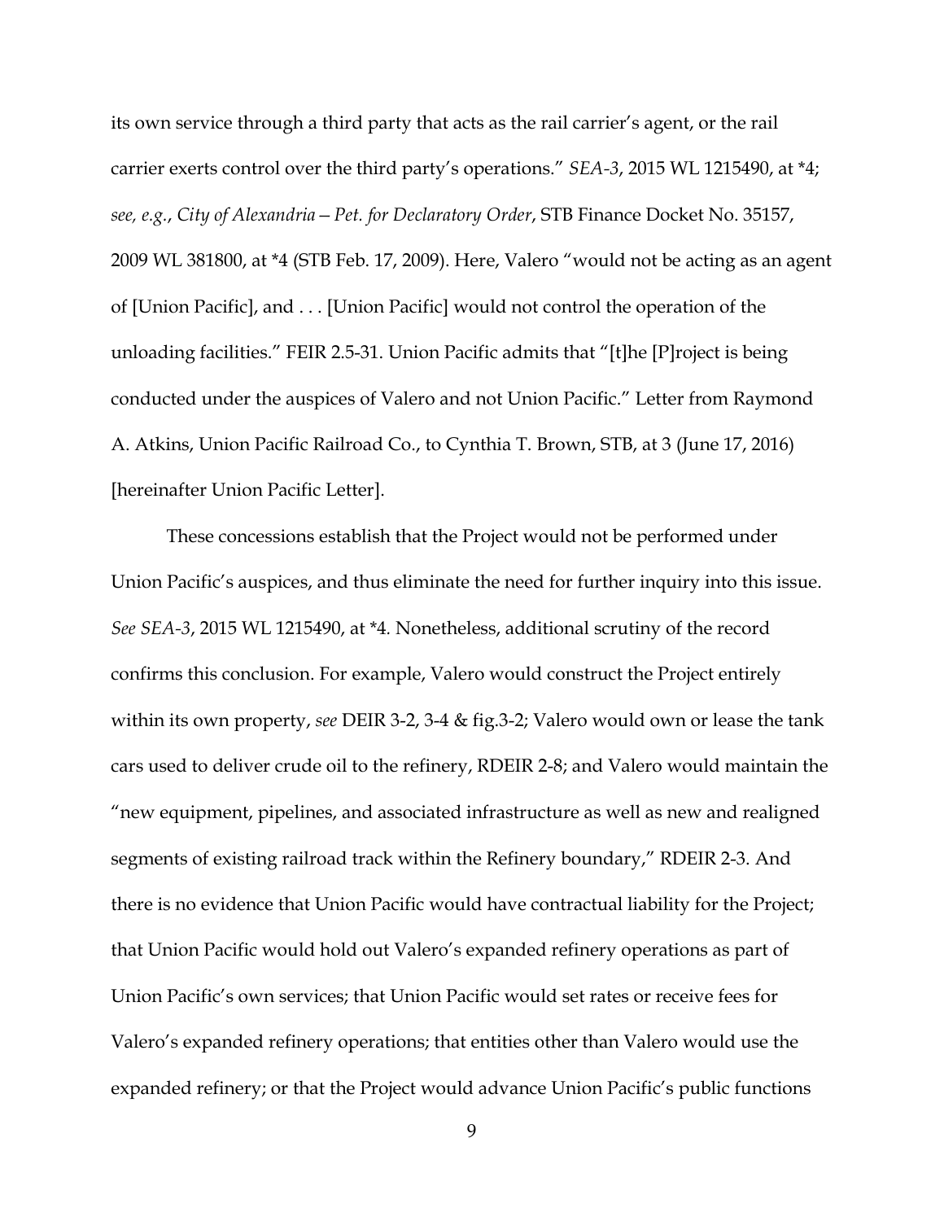its own service through a third party that acts as the rail carrier's agent, or the rail carrier exerts control over the third party's operations." *SEA-3*, 2015 WL 1215490, at *4; *see, e.g.*, *City of Alexandria—Pet. for Declaratory Order*, STB Finance Docket No. 35157, 2009 WL 381800, at *4 (STB Feb. 17, 2009). Here, Valero "would not be acting as an agent of [Union Pacific], and . . . [Union Pacific] would not control the operation of the unloading facilities." FEIR 2.5-31. Union Pacific admits that "[t]he [P]roject is being conducted under the auspices of Valero and not Union Pacific." Letter from Raymond A. Atkins, Union Pacific Railroad Co., to Cynthia T. Brown, STB, at 3 (June 17, 2016) [hereinafter Union Pacific Letter].

These concessions establish that the Project would not be performed under Union Pacific's auspices, and thus eliminate the need for further inquiry into this issue. *See SEA-3*, 2015 WL 1215490, at *4. Nonetheless, additional scrutiny of the record confirms this conclusion. For example, Valero would construct the Project entirely within its own property, *see* DEIR 3-2, 3-4 & fig.3-2; Valero would own or lease the tank cars used to deliver crude oil to the refinery, RDEIR 2-8; and Valero would maintain the "new equipment, pipelines, and associated infrastructure as well as new and realigned segments of existing railroad track within the Refinery boundary," RDEIR 2-3. And there is no evidence that Union Pacific would have contractual liability for the Project; that Union Pacific would hold out Valero's expanded refinery operations as part of Union Pacific's own services; that Union Pacific would set rates or receive fees for Valero's expanded refinery operations; that entities other than Valero would use the expanded refinery; or that the Project would advance Union Pacific's public functions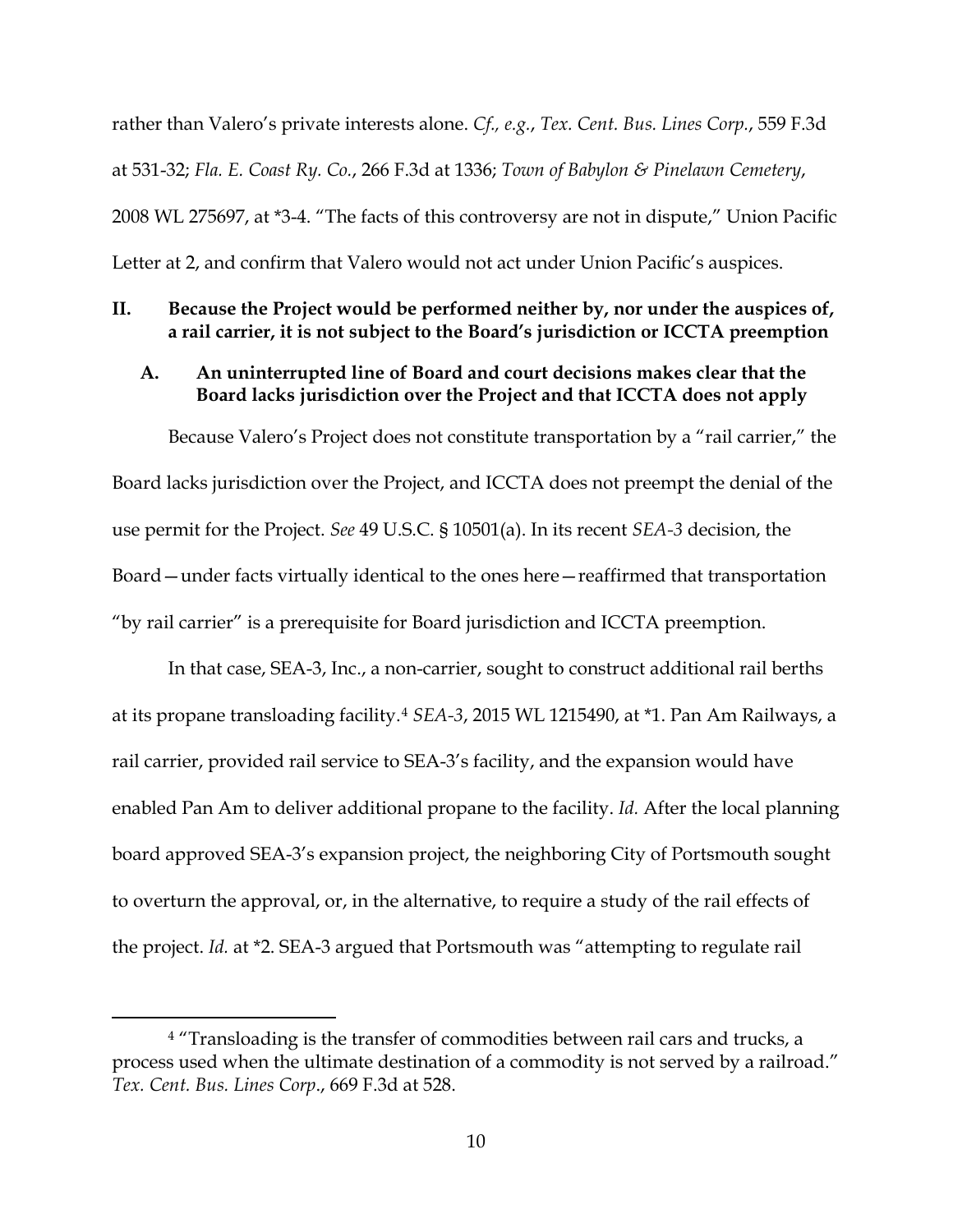rather than Valero's private interests alone. *Cf., e.g.*, *Tex. Cent. Bus. Lines Corp.*, 559 F.3d at 531-32; *Fla. E. Coast Ry. Co.*, 266 F.3d at 1336; *Town of Babylon & Pinelawn Cemetery*, 2008 WL 275697, at *3-4. "The facts of this controversy are not in dispute," Union Pacific Letter at 2, and confirm that Valero would not act under Union Pacific's auspices.

## II. Because the Project would be performed neither by, nor under the auspices of, a rail carrier, it is not subject to the Board's jurisdiction or ICCTA preemption

### A. An uninterrupted line of Board and court decisions makes clear that the Board lacks jurisdiction over the Project and that ICCTA does not apply

Because Valero's Project does not constitute transportation by a "rail carrier," the Board lacks jurisdiction over the Project, and ICCTA does not preempt the denial of the use permit for the Project. *See* 49 U.S.C. § 10501(a). In its recent *SEA-3* decision, the Board—under facts virtually identical to the ones here—reaffirmed that transportation "by rail carrier" is a prerequisite for Board jurisdiction and ICCTA preemption.

In that case, SEA-3, Inc., a non-carrier, sought to construct additional rail berths at its propane transloading facility.[4] *SEA-3*, 2015 WL 1215490, at *1. Pan Am Railways, a rail carrier, provided rail service to SEA-3's facility, and the expansion would have enabled Pan Am to deliver additional propane to the facility. *Id.* After the local planning board approved SEA-3's expansion project, the neighboring City of Portsmouth sought to overturn the approval, or, in the alternative, to require a study of the rail effects of the project. *Id.* at *2. SEA-3 argued that Portsmouth was "attempting to regulate rail

[4] "Transloading is the transfer of commodities between rail cars and trucks, a process used when the ultimate destination of a commodity is not served by a railroad." *Tex. Cent. Bus. Lines Corp.*, 669 F.3d at 528.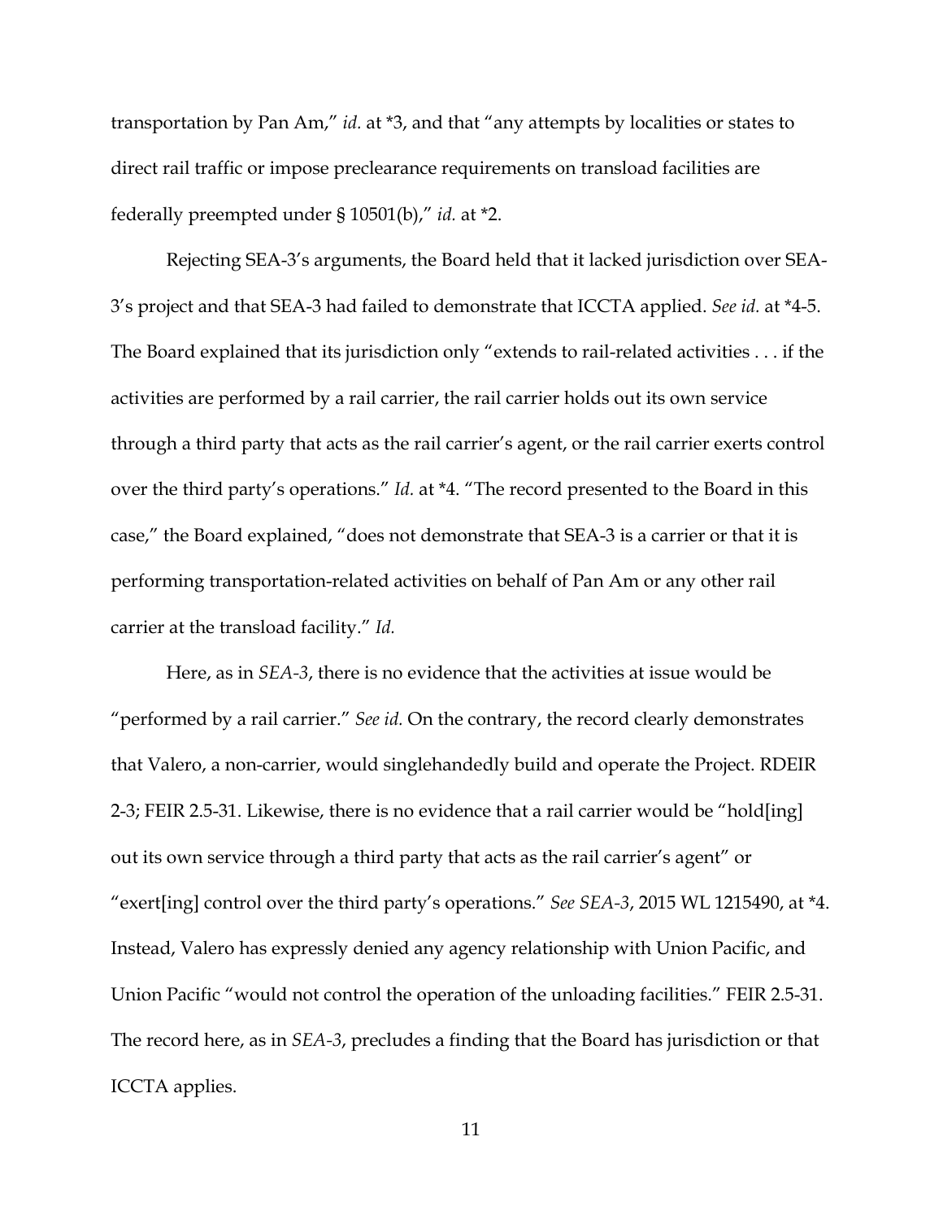transportation by Pan Am," *id.* at *3, and that "any attempts by localities or states to direct rail traffic or impose preclearance requirements on transload facilities are federally preempted under § 10501(b)," *id.* at *2.

Rejecting SEA-3's arguments, the Board held that it lacked jurisdiction over SEA-3's project and that SEA-3 had failed to demonstrate that ICCTA applied. *See id.* at *4-5. The Board explained that its jurisdiction only "extends to rail-related activities . . . if the activities are performed by a rail carrier, the rail carrier holds out its own service through a third party that acts as the rail carrier's agent, or the rail carrier exerts control over the third party's operations." *Id.* at *4. "The record presented to the Board in this case," the Board explained, "does not demonstrate that SEA-3 is a carrier or that it is performing transportation-related activities on behalf of Pan Am or any other rail carrier at the transload facility." *Id.*

Here, as in *SEA-3*, there is no evidence that the activities at issue would be "performed by a rail carrier." *See id.* On the contrary, the record clearly demonstrates that Valero, a non-carrier, would singlehandedly build and operate the Project. RDEIR 2-3; FEIR 2.5-31. Likewise, there is no evidence that a rail carrier would be "hold[ing] out its own service through a third party that acts as the rail carrier's agent" or "exert[ing] control over the third party's operations." *See SEA-3*, 2015 WL 1215490, at *4. Instead, Valero has expressly denied any agency relationship with Union Pacific, and Union Pacific "would not control the operation of the unloading facilities." FEIR 2.5-31. The record here, as in *SEA-3*, precludes a finding that the Board has jurisdiction or that ICCTA applies.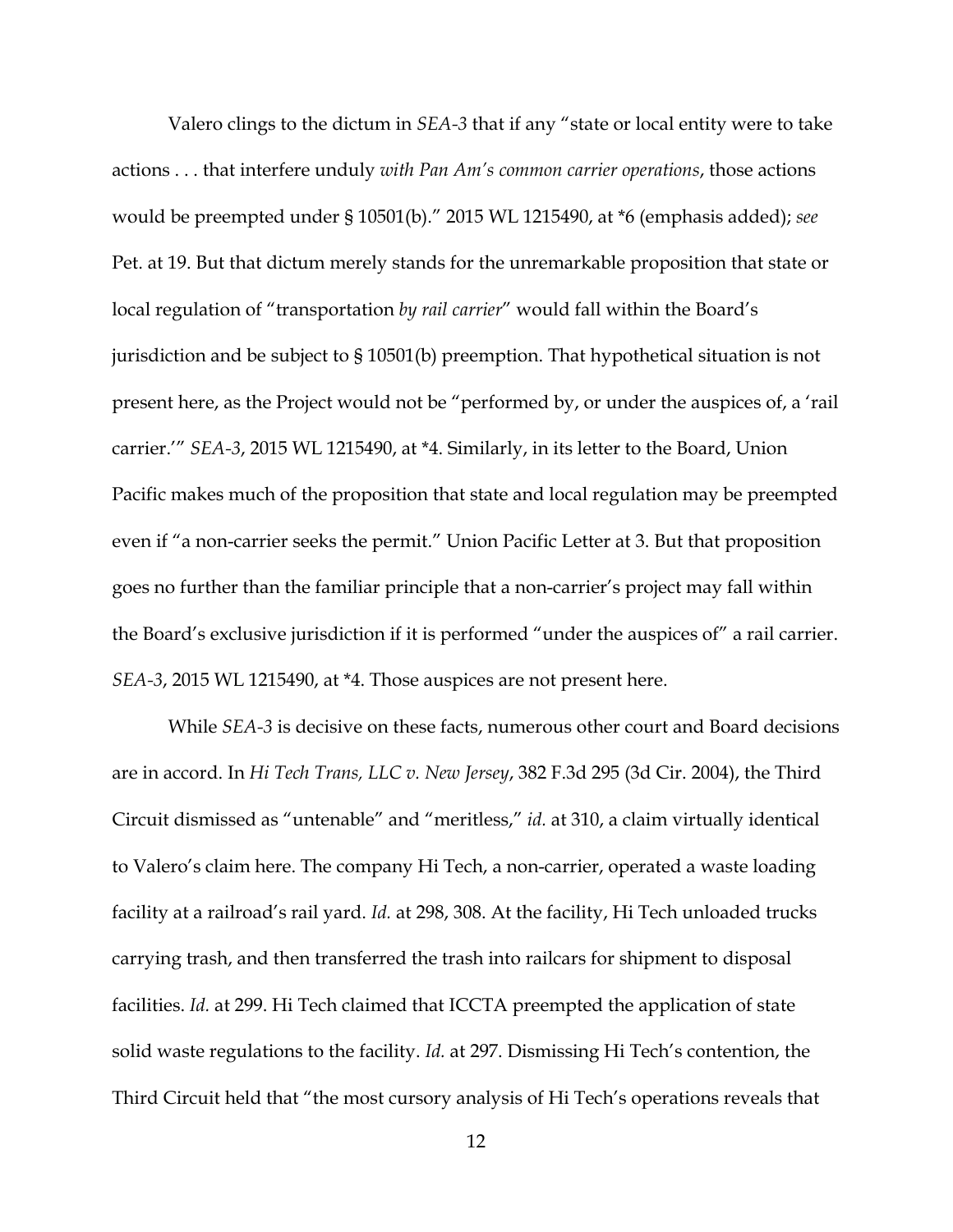Valero clings to the dictum in *SEA-3* that if any "state or local entity were to take actions . . . that interfere unduly *with Pan Am's common carrier operations*, those actions would be preempted under § 10501(b)." 2015 WL 1215490, at *6 (emphasis added); *see* Pet. at 19. But that dictum merely stands for the unremarkable proposition that state or local regulation of "transportation *by rail carrier*" would fall within the Board's jurisdiction and be subject to § 10501(b) preemption. That hypothetical situation is not present here, as the Project would not be "performed by, or under the auspices of, a 'rail carrier.'" *SEA-3*, 2015 WL 1215490, at *4. Similarly, in its letter to the Board, Union Pacific makes much of the proposition that state and local regulation may be preempted even if "a non-carrier seeks the permit." Union Pacific Letter at 3. But that proposition goes no further than the familiar principle that a non-carrier's project may fall within the Board's exclusive jurisdiction if it is performed "under the auspices of" a rail carrier. *SEA-3*, 2015 WL 1215490, at *4. Those auspices are not present here.

While *SEA-3* is decisive on these facts, numerous other court and Board decisions are in accord. In *Hi Tech Trans, LLC v. New Jersey*, 382 F.3d 295 (3d Cir. 2004), the Third Circuit dismissed as "untenable" and "meritless," *id.* at 310, a claim virtually identical to Valero's claim here. The company Hi Tech, a non-carrier, operated a waste loading facility at a railroad's rail yard. *Id.* at 298, 308. At the facility, Hi Tech unloaded trucks carrying trash, and then transferred the trash into railcars for shipment to disposal facilities. *Id.* at 299. Hi Tech claimed that ICCTA preempted the application of state solid waste regulations to the facility. *Id.* at 297. Dismissing Hi Tech's contention, the Third Circuit held that "the most cursory analysis of Hi Tech's operations reveals that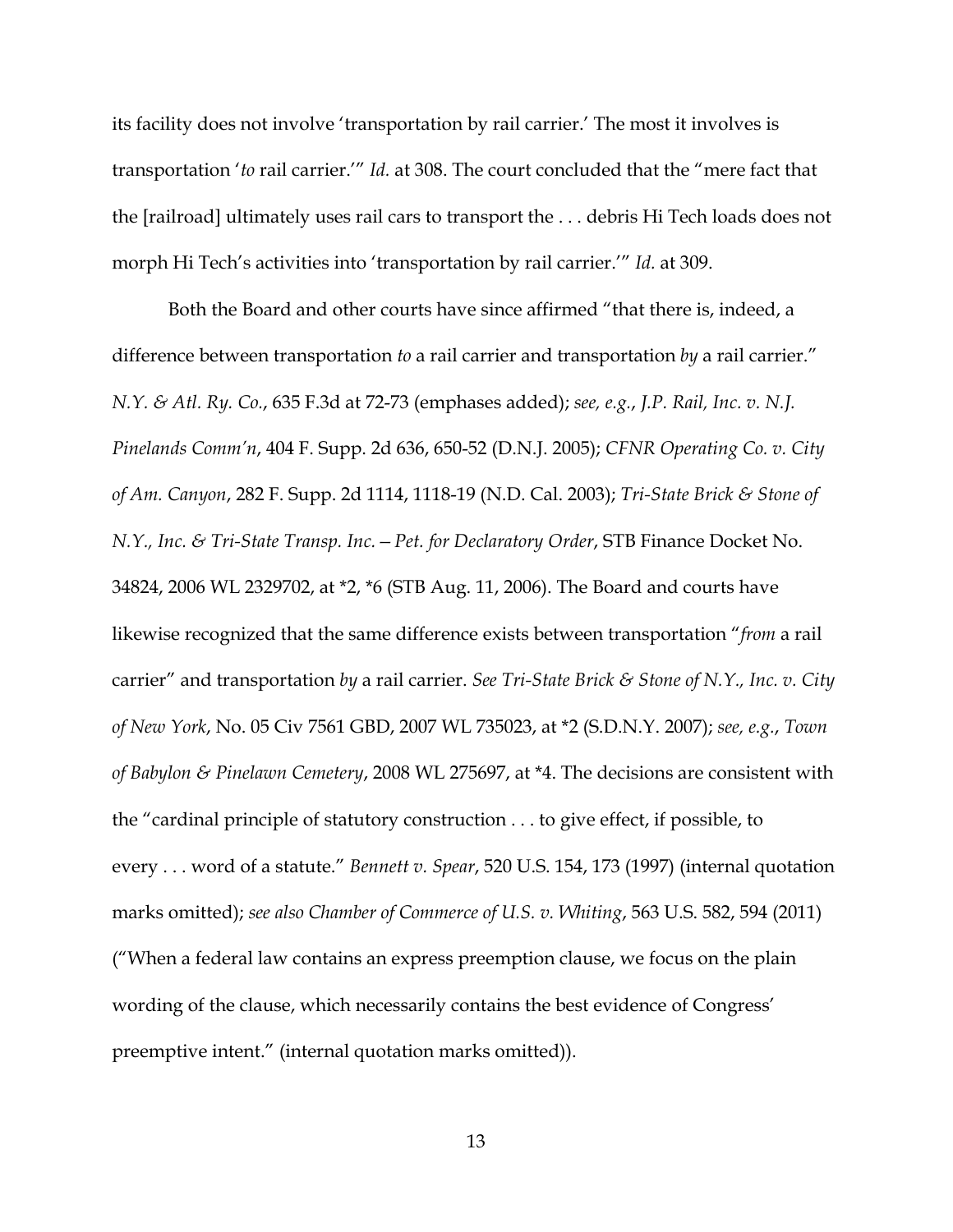its facility does not involve 'transportation by rail carrier.' The most it involves is transportation '*to* rail carrier.'" *Id.* at 308. The court concluded that the "mere fact that the [railroad] ultimately uses rail cars to transport the . . . debris Hi Tech loads does not morph Hi Tech's activities into 'transportation by rail carrier.'" *Id.* at 309.

Both the Board and other courts have since affirmed "that there is, indeed, a difference between transportation *to* a rail carrier and transportation *by* a rail carrier." *N.Y. & Atl. Ry. Co.*, 635 F.3d at 72-73 (emphases added); *see, e.g.*, *J.P. Rail, Inc. v. N.J. Pinelands Comm'n*, 404 F. Supp. 2d 636, 650-52 (D.N.J. 2005); *CFNR Operating Co. v. City of Am. Canyon*, 282 F. Supp. 2d 1114, 1118-19 (N.D. Cal. 2003); *Tri-State Brick & Stone of N.Y., Inc. & Tri-State Transp. Inc.—Pet. for Declaratory Order*, STB Finance Docket No. 34824, 2006 WL 2329702, at *2, *6 (STB Aug. 11, 2006). The Board and courts have likewise recognized that the same difference exists between transportation "*from* a rail carrier" and transportation *by* a rail carrier. *See Tri-State Brick & Stone of N.Y., Inc. v. City of New York*, No. 05 Civ 7561 GBD, 2007 WL 735023, at *2 (S.D.N.Y. 2007); *see, e.g.*, *Town of Babylon & Pinelawn Cemetery*, 2008 WL 275697, at *4. The decisions are consistent with the "cardinal principle of statutory construction . . . to give effect, if possible, to every . . . word of a statute." *Bennett v. Spear*, 520 U.S. 154, 173 (1997) (internal quotation marks omitted); *see also Chamber of Commerce of U.S. v. Whiting*, 563 U.S. 582, 594 (2011) ("When a federal law contains an express preemption clause, we focus on the plain wording of the clause, which necessarily contains the best evidence of Congress' preemptive intent." (internal quotation marks omitted)).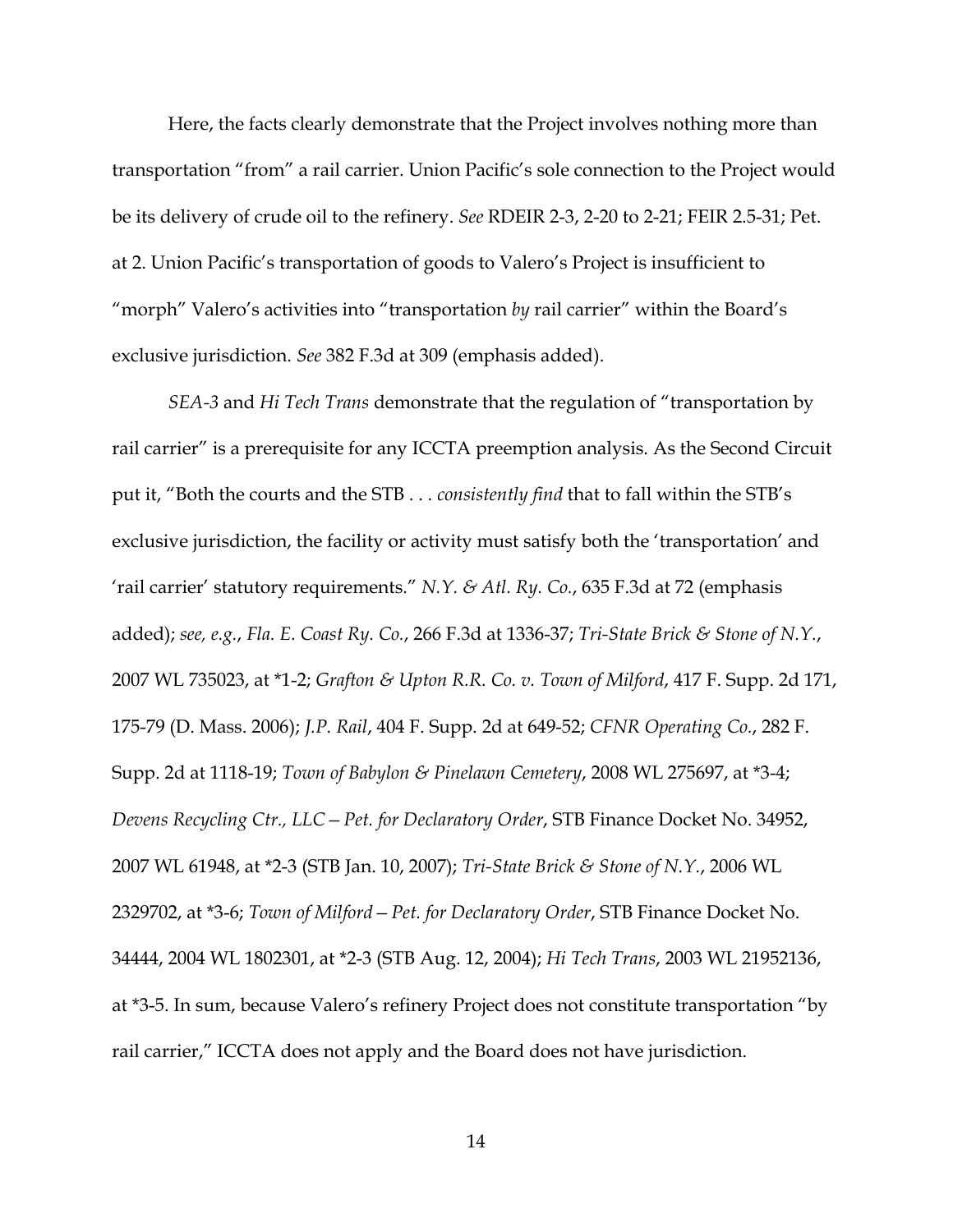Here, the facts clearly demonstrate that the Project involves nothing more than transportation "from" a rail carrier. Union Pacific's sole connection to the Project would be its delivery of crude oil to the refinery. *See* RDEIR 2-3, 2-20 to 2-21; FEIR 2.5-31; Pet. at 2. Union Pacific's transportation of goods to Valero's Project is insufficient to "morph" Valero's activities into "transportation *by* rail carrier" within the Board's exclusive jurisdiction. *See* 382 F.3d at 309 (emphasis added).

*SEA-3* and *Hi Tech Trans* demonstrate that the regulation of "transportation by rail carrier" is a prerequisite for any ICCTA preemption analysis. As the Second Circuit put it, "Both the courts and the STB . . . *consistently find* that to fall within the STB's exclusive jurisdiction, the facility or activity must satisfy both the 'transportation' and 'rail carrier' statutory requirements." *N.Y. & Atl. Ry. Co.*, 635 F.3d at 72 (emphasis added); *see, e.g.*, *Fla. E. Coast Ry. Co.*, 266 F.3d at 1336-37; *Tri-State Brick & Stone of N.Y.*, 2007 WL 735023, at *1-2; *Grafton & Upton R.R. Co. v. Town of Milford*, 417 F. Supp. 2d 171, 175-79 (D. Mass. 2006); *J.P. Rail*, 404 F. Supp. 2d at 649-52; *CFNR Operating Co.*, 282 F. Supp. 2d at 1118-19; *Town of Babylon & Pinelawn Cemetery*, 2008 WL 275697, at *3-4; *Devens Recycling Ctr., LLC – Pet. for Declaratory Order*, STB Finance Docket No. 34952, 2007 WL 61948, at *2-3 (STB Jan. 10, 2007); *Tri-State Brick & Stone of N.Y.*, 2006 WL 2329702, at *3-6; *Town of Milford – Pet. for Declaratory Order*, STB Finance Docket No. 34444, 2004 WL 1802301, at *2-3 (STB Aug. 12, 2004); *Hi Tech Trans*, 2003 WL 21952136, at *3-5. In sum, because Valero's refinery Project does not constitute transportation "by rail carrier," ICCTA does not apply and the Board does not have jurisdiction.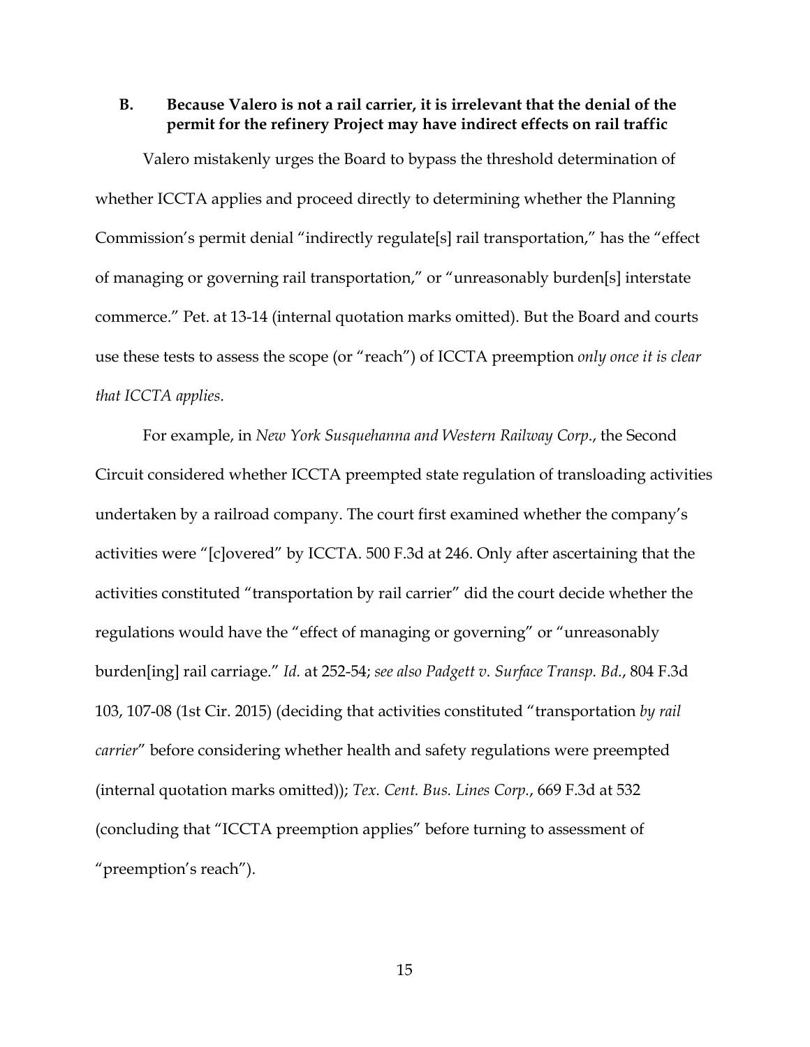### B. Because Valero is not a rail carrier, it is irrelevant that the denial of the permit for the refinery Project may have indirect effects on rail traffic

Valero mistakenly urges the Board to bypass the threshold determination of whether ICCTA applies and proceed directly to determining whether the Planning Commission's permit denial "indirectly regulate[s] rail transportation," has the "effect of managing or governing rail transportation," or "unreasonably burden[s] interstate commerce." Pet. at 13-14 (internal quotation marks omitted). But the Board and courts use these tests to assess the scope (or "reach") of ICCTA preemption *only once it is clear that ICCTA applies*.

For example, in *New York Susquehanna and Western Railway Corp.*, the Second Circuit considered whether ICCTA preempted state regulation of transloading activities undertaken by a railroad company. The court first examined whether the company's activities were "[c]overed" by ICCTA. 500 F.3d at 246. Only after ascertaining that the activities constituted "transportation by rail carrier" did the court decide whether the regulations would have the "effect of managing or governing" or "unreasonably burden[ing] rail carriage." *Id.* at 252-54; *see also Padgett v. Surface Transp. Bd.*, 804 F.3d 103, 107-08 (1st Cir. 2015) (deciding that activities constituted "transportation *by rail carrier*" before considering whether health and safety regulations were preempted (internal quotation marks omitted)); *Tex. Cent. Bus. Lines Corp.*, 669 F.3d at 532 (concluding that "ICCTA preemption applies" before turning to assessment of "preemption's reach").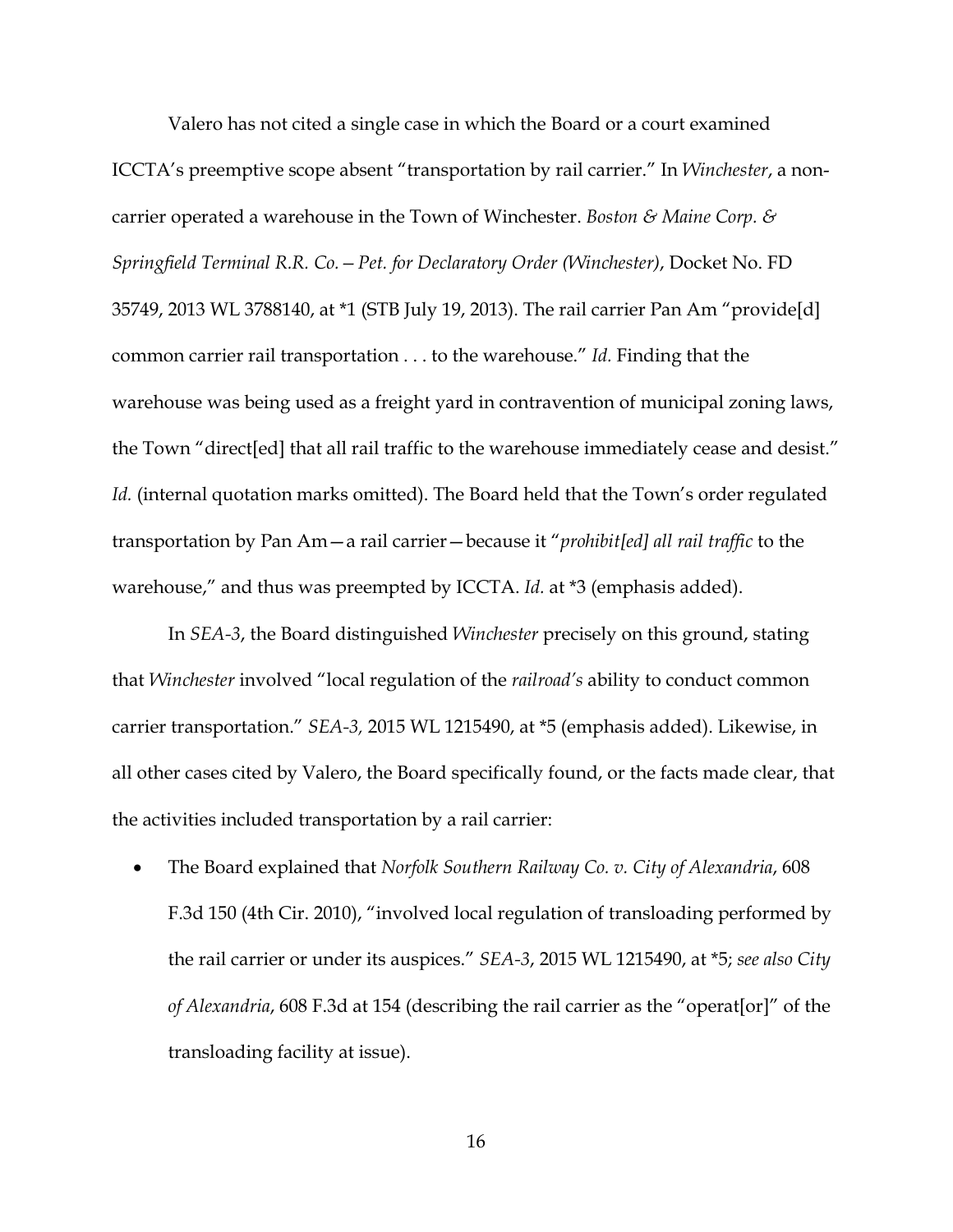Valero has not cited a single case in which the Board or a court examined ICCTA's preemptive scope absent "transportation by rail carrier." In *Winchester*, a non-carrier operated a warehouse in the Town of Winchester. *Boston & Maine Corp. & Springfield Terminal R.R. Co.—Pet. for Declaratory Order (Winchester)*, Docket No. FD 35749, 2013 WL 3788140, at *1 (STB July 19, 2013). The rail carrier Pan Am "provide[d] common carrier rail transportation . . . to the warehouse." *Id.* Finding that the warehouse was being used as a freight yard in contravention of municipal zoning laws, the Town "direct[ed] that all rail traffic to the warehouse immediately cease and desist." *Id.* (internal quotation marks omitted). The Board held that the Town's order regulated transportation by Pan Am—a rail carrier—because it "*prohibit[ed] all rail traffic* to the warehouse," and thus was preempted by ICCTA. *Id.* at *3 (emphasis added).

In *SEA-3*, the Board distinguished *Winchester* precisely on this ground, stating that *Winchester* involved "local regulation of the *railroad's* ability to conduct common carrier transportation." *SEA-3,* 2015 WL 1215490, at *5 (emphasis added). Likewise, in all other cases cited by Valero, the Board specifically found, or the facts made clear, that the activities included transportation by a rail carrier:

- The Board explained that *Norfolk Southern Railway Co. v. City of Alexandria*, 608 F.3d 150 (4th Cir. 2010), "involved local regulation of transloading performed by the rail carrier or under its auspices." *SEA-3*, 2015 WL 1215490, at *5; *see also City of Alexandria*, 608 F.3d at 154 (describing the rail carrier as the "operat[or]" of the transloading facility at issue).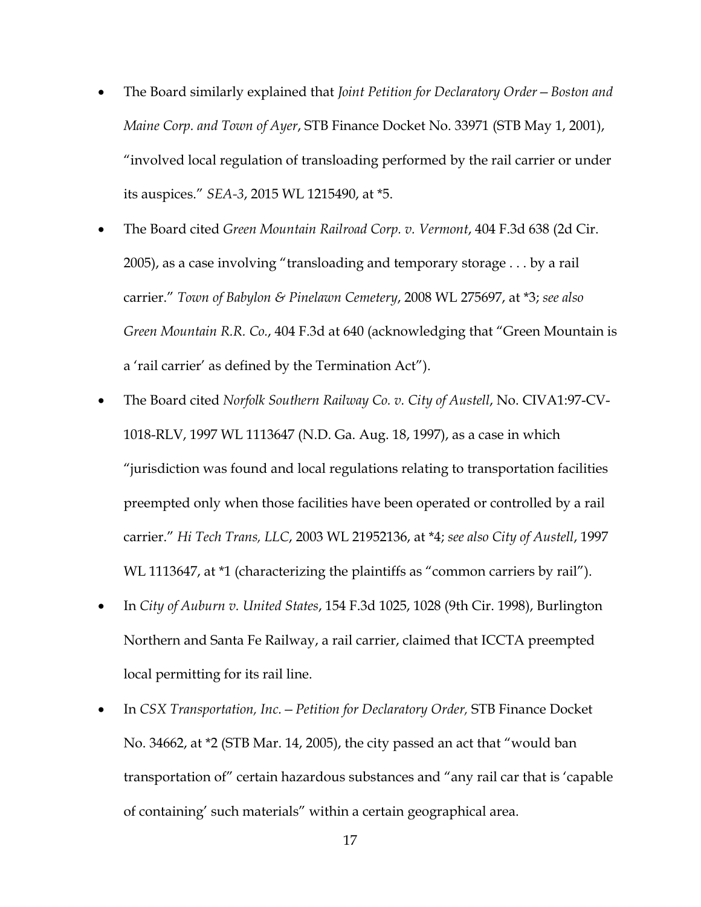- The Board similarly explained that *Joint Petition for Declaratory Order—Boston and Maine Corp. and Town of Ayer*, STB Finance Docket No. 33971 (STB May 1, 2001), "involved local regulation of transloading performed by the rail carrier or under its auspices." *SEA-3*, 2015 WL 1215490, at *5.
- The Board cited *Green Mountain Railroad Corp. v. Vermont*, 404 F.3d 638 (2d Cir. 2005), as a case involving "transloading and temporary storage . . . by a rail carrier." *Town of Babylon & Pinelawn Cemetery*, 2008 WL 275697, at *3; *see also Green Mountain R.R. Co.*, 404 F.3d at 640 (acknowledging that "Green Mountain is a 'rail carrier' as defined by the Termination Act").
- The Board cited *Norfolk Southern Railway Co. v. City of Austell*, No. CIVA1:97-CV-1018-RLV, 1997 WL 1113647 (N.D. Ga. Aug. 18, 1997), as a case in which "jurisdiction was found and local regulations relating to transportation facilities preempted only when those facilities have been operated or controlled by a rail carrier." *Hi Tech Trans, LLC*, 2003 WL 21952136, at *4; *see also City of Austell*, 1997 WL 1113647, at *1 (characterizing the plaintiffs as "common carriers by rail").
- In *City of Auburn v. United States*, 154 F.3d 1025, 1028 (9th Cir. 1998), Burlington Northern and Santa Fe Railway, a rail carrier, claimed that ICCTA preempted local permitting for its rail line.
- In *CSX Transportation, Inc.—Petition for Declaratory Order,* STB Finance Docket No. 34662, at *2 (STB Mar. 14, 2005), the city passed an act that "would ban transportation of" certain hazardous substances and "any rail car that is 'capable of containing' such materials" within a certain geographical area.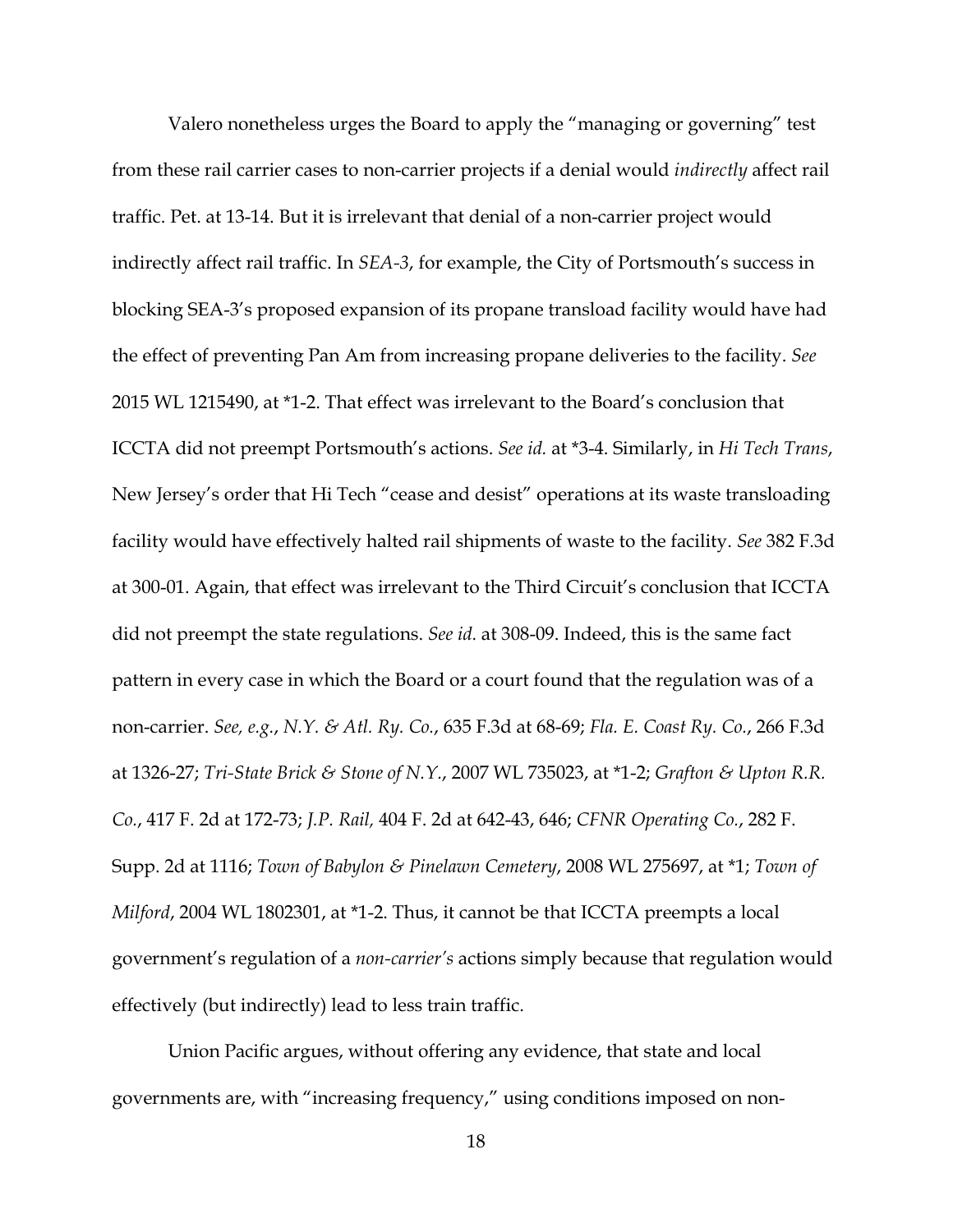Valero nonetheless urges the Board to apply the "managing or governing" test from these rail carrier cases to non-carrier projects if a denial would *indirectly* affect rail traffic. Pet. at 13-14. But it is irrelevant that denial of a non-carrier project would indirectly affect rail traffic. In *SEA-3*, for example, the City of Portsmouth's success in blocking SEA-3's proposed expansion of its propane transload facility would have had the effect of preventing Pan Am from increasing propane deliveries to the facility. *See* 2015 WL 1215490, at *1-2. That effect was irrelevant to the Board's conclusion that ICCTA did not preempt Portsmouth's actions. *See id.* at *3-4. Similarly, in *Hi Tech Trans*, New Jersey's order that Hi Tech "cease and desist" operations at its waste transloading facility would have effectively halted rail shipments of waste to the facility. *See* 382 F.3d at 300-01. Again, that effect was irrelevant to the Third Circuit's conclusion that ICCTA did not preempt the state regulations. *See id.* at 308-09. Indeed, this is the same fact pattern in every case in which the Board or a court found that the regulation was of a non-carrier. *See, e.g.*, *N.Y. & Atl. Ry. Co.*, 635 F.3d at 68-69; *Fla. E. Coast Ry. Co.*, 266 F.3d at 1326-27; *Tri-State Brick & Stone of N.Y.*, 2007 WL 735023, at *1-2; *Grafton & Upton R.R. Co.*, 417 F. 2d at 172-73; *J.P. Rail,* 404 F. 2d at 642-43, 646; *CFNR Operating Co.*, 282 F. Supp. 2d at 1116; *Town of Babylon & Pinelawn Cemetery*, 2008 WL 275697, at *1; *Town of Milford*, 2004 WL 1802301, at *1-2. Thus, it cannot be that ICCTA preempts a local government's regulation of a *non-carrier's* actions simply because that regulation would effectively (but indirectly) lead to less train traffic.

Union Pacific argues, without offering any evidence, that state and local governments are, with "increasing frequency," using conditions imposed on non-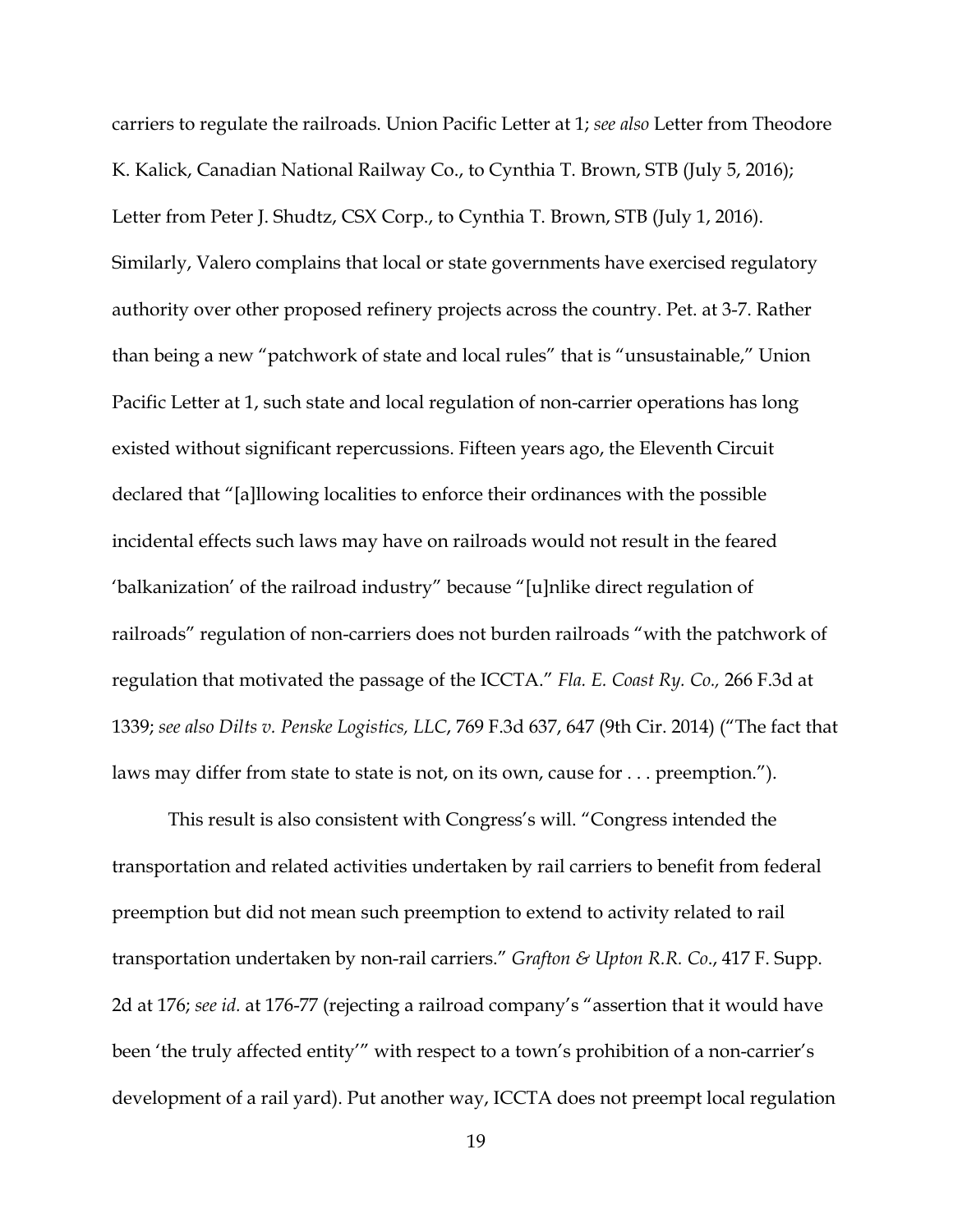carriers to regulate the railroads. Union Pacific Letter at 1; *see also* Letter from Theodore K. Kalick, Canadian National Railway Co., to Cynthia T. Brown, STB (July 5, 2016); Letter from Peter J. Shudtz, CSX Corp., to Cynthia T. Brown, STB (July 1, 2016). Similarly, Valero complains that local or state governments have exercised regulatory authority over other proposed refinery projects across the country. Pet. at 3-7. Rather than being a new "patchwork of state and local rules" that is "unsustainable," Union Pacific Letter at 1, such state and local regulation of non-carrier operations has long existed without significant repercussions. Fifteen years ago, the Eleventh Circuit declared that "[a]llowing localities to enforce their ordinances with the possible incidental effects such laws may have on railroads would not result in the feared 'balkanization' of the railroad industry" because "[u]nlike direct regulation of railroads" regulation of non-carriers does not burden railroads "with the patchwork of regulation that motivated the passage of the ICCTA." *Fla. E. Coast Ry. Co.,* 266 F.3d at 1339; *see also Dilts v. Penske Logistics, LLC*, 769 F.3d 637, 647 (9th Cir. 2014) ("The fact that laws may differ from state to state is not, on its own, cause for . . . preemption.").

This result is also consistent with Congress's will. "Congress intended the transportation and related activities undertaken by rail carriers to benefit from federal preemption but did not mean such preemption to extend to activity related to rail transportation undertaken by non-rail carriers." *Grafton & Upton R.R. Co*., 417 F. Supp. 2d at 176; *see id.* at 176-77 (rejecting a railroad company's "assertion that it would have been 'the truly affected entity'" with respect to a town's prohibition of a non-carrier's development of a rail yard). Put another way, ICCTA does not preempt local regulation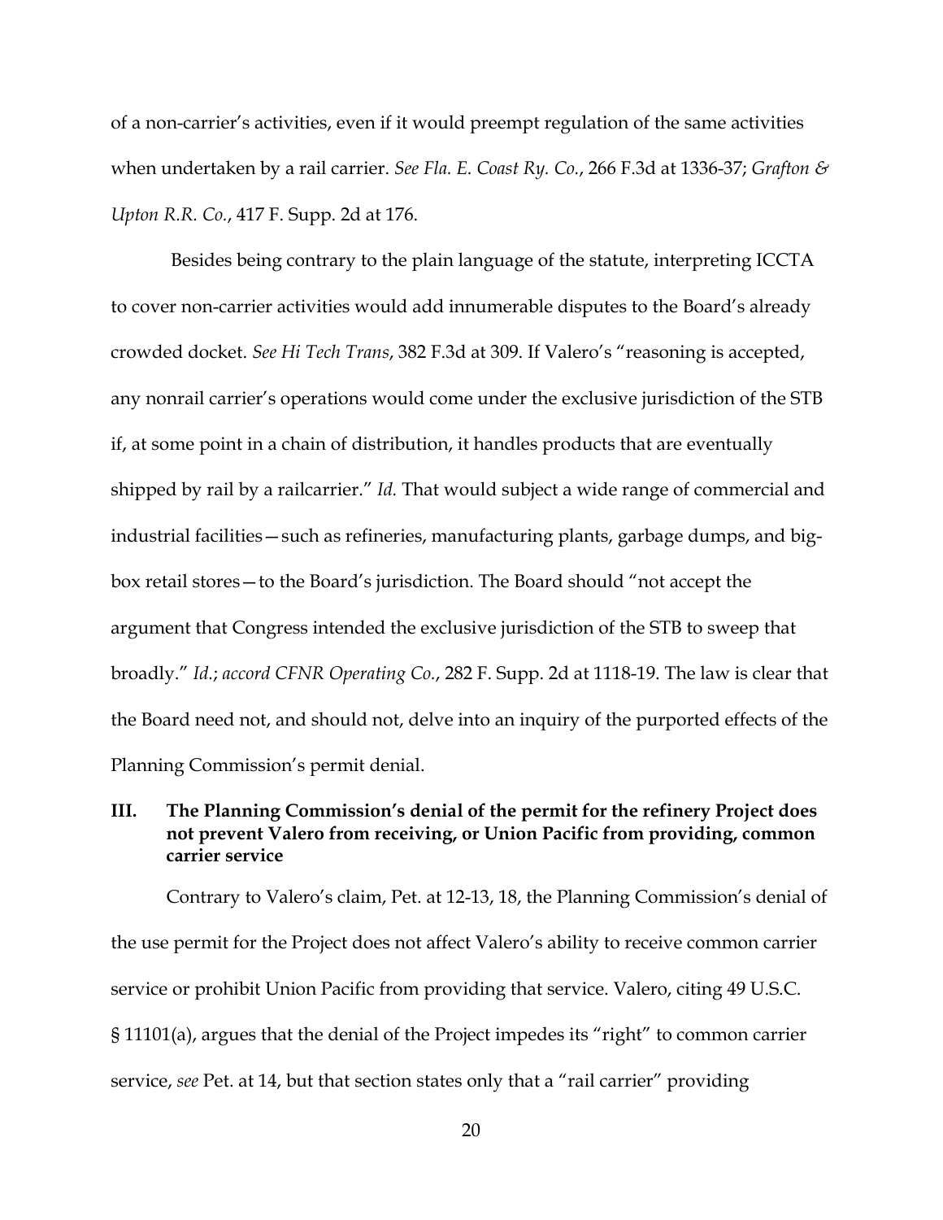of a non-carrier's activities, even if it would preempt regulation of the same activities when undertaken by a rail carrier. *See Fla. E. Coast Ry. Co.*, 266 F.3d at 1336-37; *Grafton & Upton R.R. Co.*, 417 F. Supp. 2d at 176.

Besides being contrary to the plain language of the statute, interpreting ICCTA to cover non-carrier activities would add innumerable disputes to the Board's already crowded docket. *See Hi Tech Trans*, 382 F.3d at 309. If Valero's "reasoning is accepted, any nonrail carrier's operations would come under the exclusive jurisdiction of the STB if, at some point in a chain of distribution, it handles products that are eventually shipped by rail by a railcarrier." *Id.* That would subject a wide range of commercial and industrial facilities—such as refineries, manufacturing plants, garbage dumps, and big-box retail stores—to the Board's jurisdiction. The Board should "not accept the argument that Congress intended the exclusive jurisdiction of the STB to sweep that broadly." *Id.*; *accord CFNR Operating Co.*, 282 F. Supp. 2d at 1118-19. The law is clear that the Board need not, and should not, delve into an inquiry of the purported effects of the Planning Commission's permit denial.

## III. The Planning Commission's denial of the permit for the refinery Project does not prevent Valero from receiving, or Union Pacific from providing, common carrier service

Contrary to Valero's claim, Pet. at 12-13, 18, the Planning Commission's denial of the use permit for the Project does not affect Valero's ability to receive common carrier service or prohibit Union Pacific from providing that service. Valero, citing 49 U.S.C. § 11101(a), argues that the denial of the Project impedes its "right" to common carrier service, *see* Pet. at 14, but that section states only that a "rail carrier" providing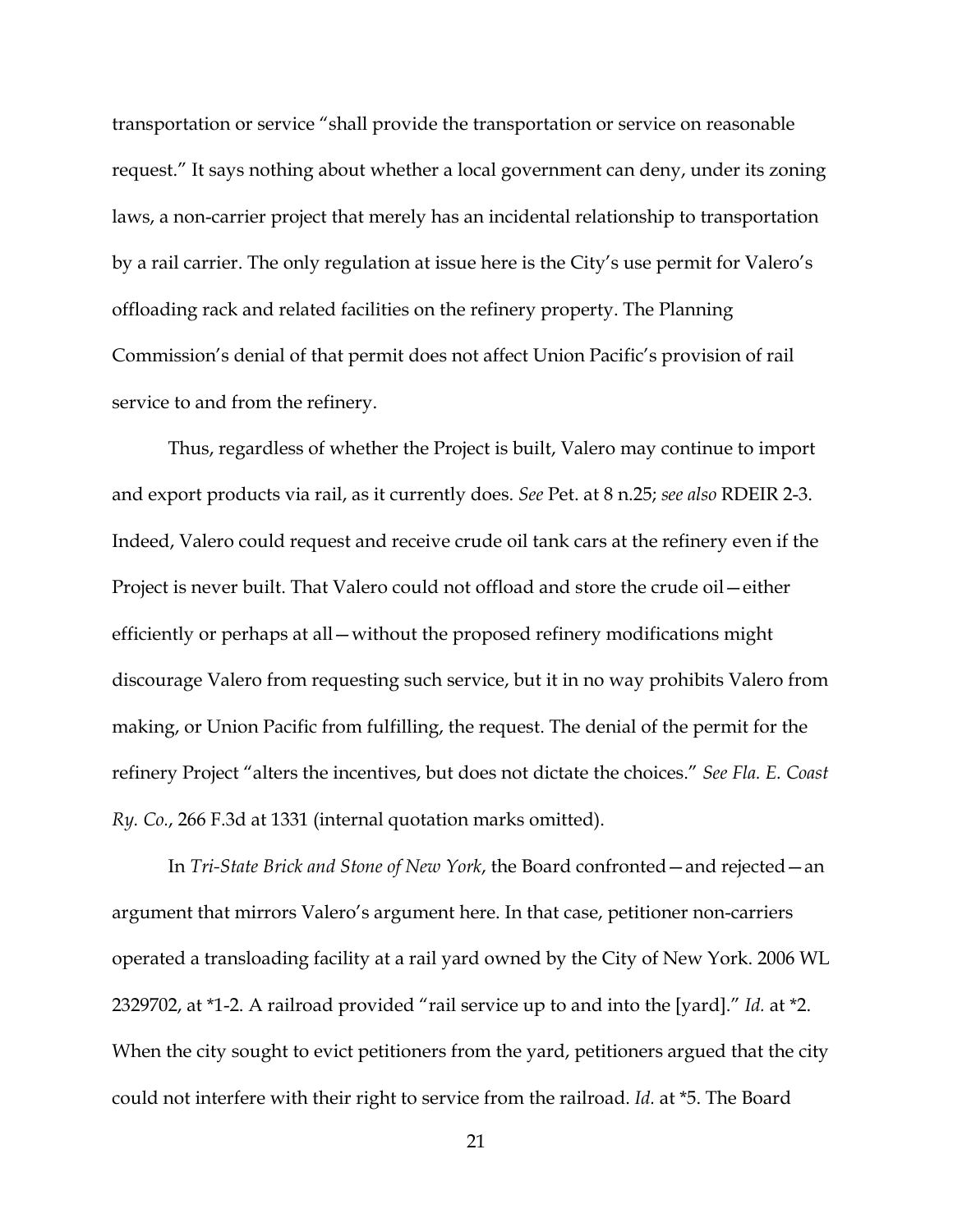transportation or service "shall provide the transportation or service on reasonable request." It says nothing about whether a local government can deny, under its zoning laws, a non-carrier project that merely has an incidental relationship to transportation by a rail carrier. The only regulation at issue here is the City's use permit for Valero's offloading rack and related facilities on the refinery property. The Planning Commission's denial of that permit does not affect Union Pacific's provision of rail service to and from the refinery.

Thus, regardless of whether the Project is built, Valero may continue to import and export products via rail, as it currently does. *See* Pet. at 8 n.25; *see also* RDEIR 2-3. Indeed, Valero could request and receive crude oil tank cars at the refinery even if the Project is never built. That Valero could not offload and store the crude oil—either efficiently or perhaps at all—without the proposed refinery modifications might discourage Valero from requesting such service, but it in no way prohibits Valero from making, or Union Pacific from fulfilling, the request. The denial of the permit for the refinery Project "alters the incentives, but does not dictate the choices." *See Fla. E. Coast Ry. Co.*, 266 F.3d at 1331 (internal quotation marks omitted).

In *Tri-State Brick and Stone of New York*, the Board confronted—and rejected—an argument that mirrors Valero's argument here. In that case, petitioner non-carriers operated a transloading facility at a rail yard owned by the City of New York. 2006 WL 2329702, at *1-2. A railroad provided "rail service up to and into the [yard]." *Id.* at *2. When the city sought to evict petitioners from the yard, petitioners argued that the city could not interfere with their right to service from the railroad. *Id.* at *5. The Board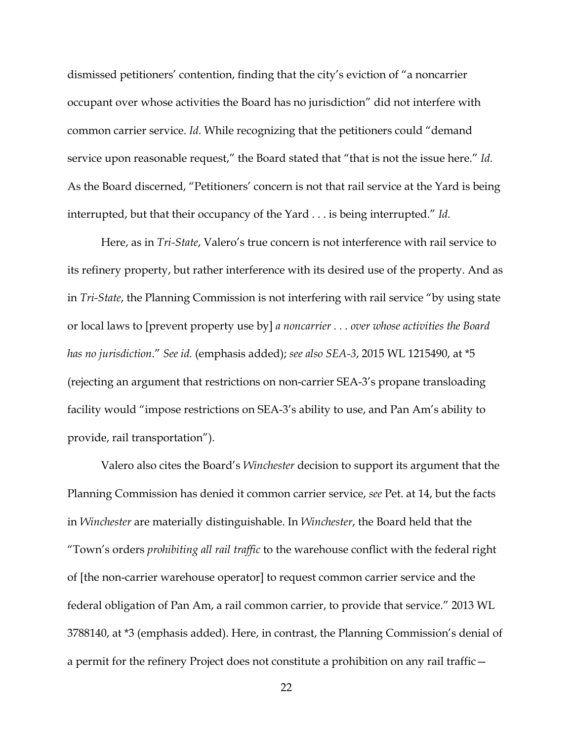dismissed petitioners' contention, finding that the city's eviction of "a noncarrier occupant over whose activities the Board has no jurisdiction" did not interfere with common carrier service. *Id.* While recognizing that the petitioners could "demand service upon reasonable request," the Board stated that "that is not the issue here." *Id.* As the Board discerned, "Petitioners' concern is not that rail service at the Yard is being interrupted, but that their occupancy of the Yard . . . is being interrupted." *Id.*

Here, as in *Tri-State*, Valero's true concern is not interference with rail service to its refinery property, but rather interference with its desired use of the property. And as in *Tri-State*, the Planning Commission is not interfering with rail service "by using state or local laws to [prevent property use by] *a noncarrier . . . over whose activities the Board has no jurisdiction*." *See id.* (emphasis added); *see also SEA-3*, 2015 WL 1215490, at *5 (rejecting an argument that restrictions on non-carrier SEA-3's propane transloading facility would "impose restrictions on SEA-3's ability to use, and Pan Am's ability to provide, rail transportation").

Valero also cites the Board's *Winchester* decision to support its argument that the Planning Commission has denied it common carrier service, *see* Pet. at 14, but the facts in *Winchester* are materially distinguishable. In *Winchester*, the Board held that the "Town's orders *prohibiting all rail traffic* to the warehouse conflict with the federal right of [the non-carrier warehouse operator] to request common carrier service and the federal obligation of Pan Am, a rail common carrier, to provide that service." 2013 WL 3788140, at *3 (emphasis added). Here, in contrast, the Planning Commission's denial of a permit for the refinery Project does not constitute a prohibition on any rail traffic—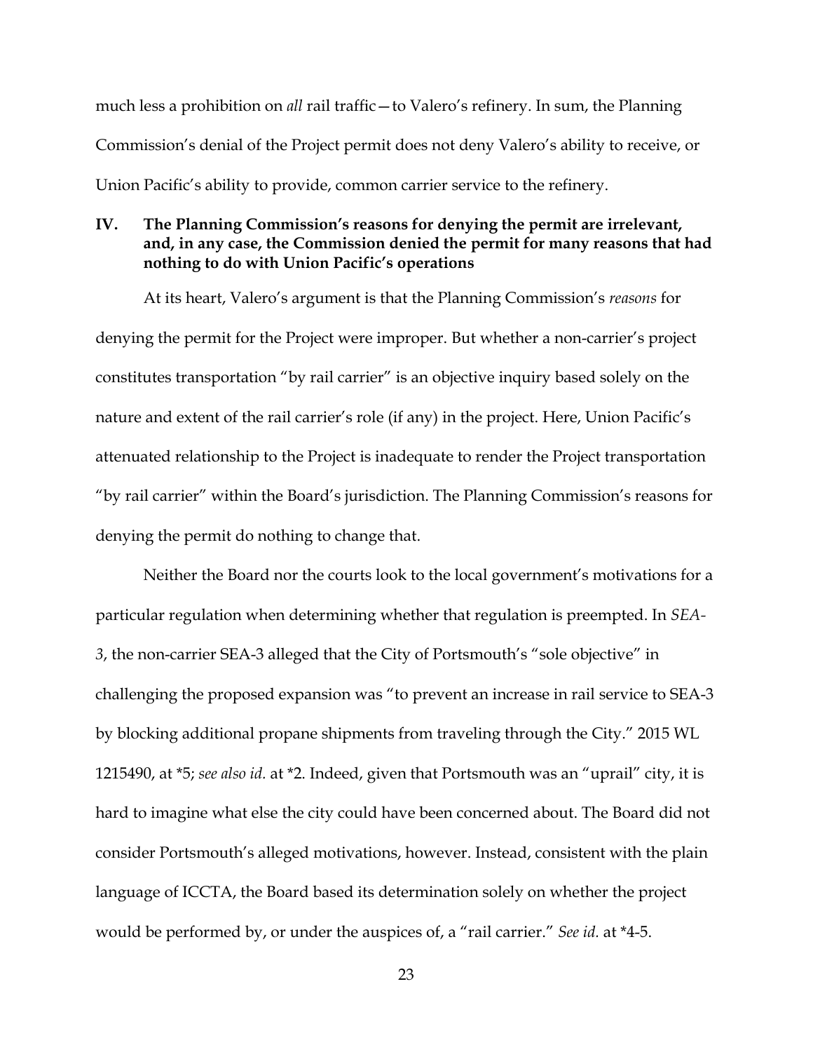much less a prohibition on *all* rail traffic—to Valero's refinery. In sum, the Planning Commission's denial of the Project permit does not deny Valero's ability to receive, or Union Pacific's ability to provide, common carrier service to the refinery.

## IV. The Planning Commission's reasons for denying the permit are irrelevant, and, in any case, the Commission denied the permit for many reasons that had nothing to do with Union Pacific's operations

At its heart, Valero's argument is that the Planning Commission's *reasons* for denying the permit for the Project were improper. But whether a non-carrier's project constitutes transportation "by rail carrier" is an objective inquiry based solely on the nature and extent of the rail carrier's role (if any) in the project. Here, Union Pacific's attenuated relationship to the Project is inadequate to render the Project transportation "by rail carrier" within the Board's jurisdiction. The Planning Commission's reasons for denying the permit do nothing to change that.

Neither the Board nor the courts look to the local government's motivations for a particular regulation when determining whether that regulation is preempted. In *SEA-3*, the non-carrier SEA-3 alleged that the City of Portsmouth's "sole objective" in challenging the proposed expansion was "to prevent an increase in rail service to SEA-3 by blocking additional propane shipments from traveling through the City." 2015 WL 1215490, at *5; *see also id.* at *2. Indeed, given that Portsmouth was an "uprail" city, it is hard to imagine what else the city could have been concerned about. The Board did not consider Portsmouth's alleged motivations, however. Instead, consistent with the plain language of ICCTA, the Board based its determination solely on whether the project would be performed by, or under the auspices of, a "rail carrier." *See id.* at *4-5.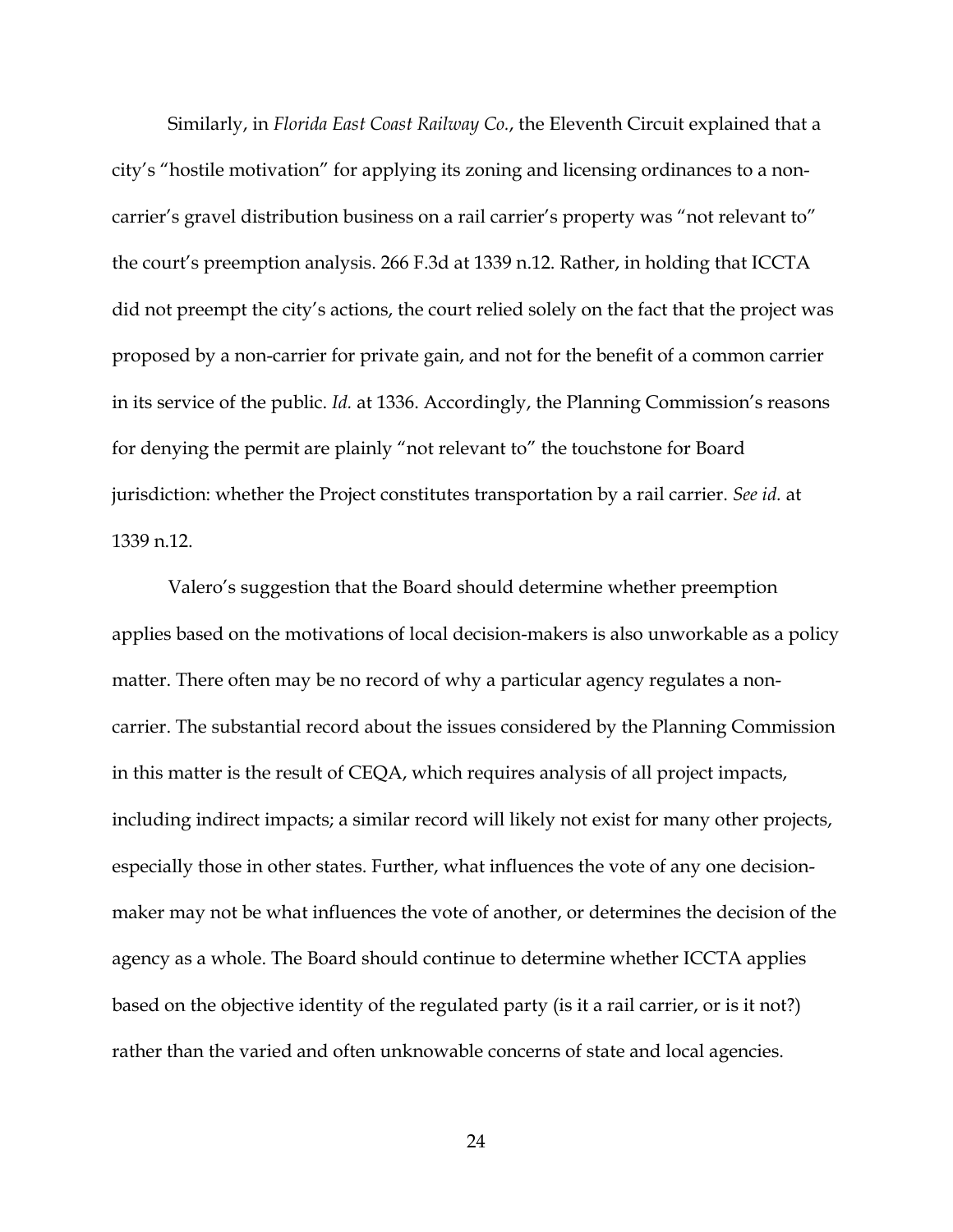Similarly, in *Florida East Coast Railway Co.*, the Eleventh Circuit explained that a city's "hostile motivation" for applying its zoning and licensing ordinances to a non-carrier's gravel distribution business on a rail carrier's property was "not relevant to" the court's preemption analysis. 266 F.3d at 1339 n.12. Rather, in holding that ICCTA did not preempt the city's actions, the court relied solely on the fact that the project was proposed by a non-carrier for private gain, and not for the benefit of a common carrier in its service of the public. *Id.* at 1336. Accordingly, the Planning Commission's reasons for denying the permit are plainly "not relevant to" the touchstone for Board jurisdiction: whether the Project constitutes transportation by a rail carrier. *See id.* at 1339 n.12.

Valero's suggestion that the Board should determine whether preemption applies based on the motivations of local decision-makers is also unworkable as a policy matter. There often may be no record of why a particular agency regulates a non-carrier. The substantial record about the issues considered by the Planning Commission in this matter is the result of CEQA, which requires analysis of all project impacts, including indirect impacts; a similar record will likely not exist for many other projects, especially those in other states. Further, what influences the vote of any one decision-maker may not be what influences the vote of another, or determines the decision of the agency as a whole. The Board should continue to determine whether ICCTA applies based on the objective identity of the regulated party (is it a rail carrier, or is it not?) rather than the varied and often unknowable concerns of state and local agencies.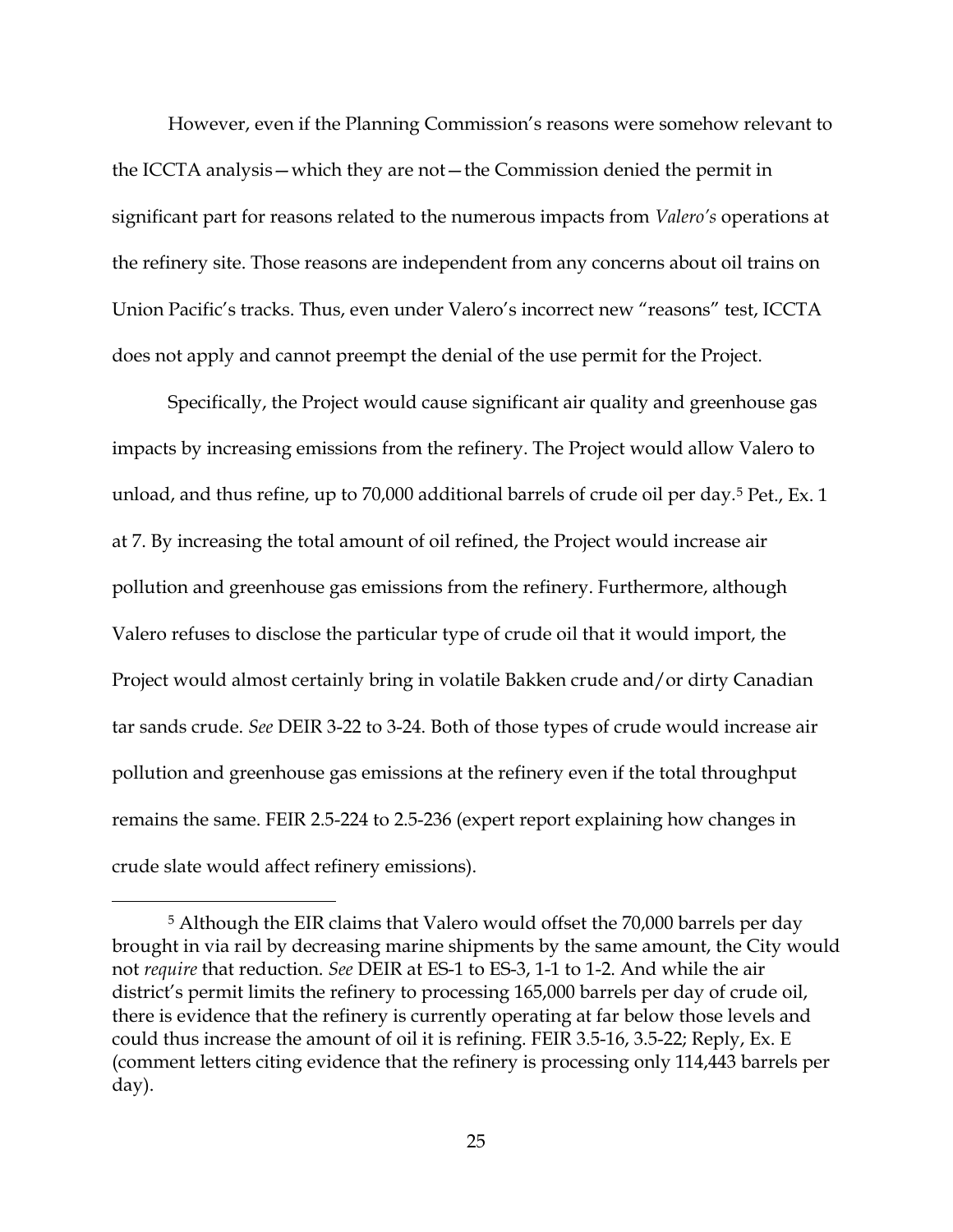However, even if the Planning Commission's reasons were somehow relevant to the ICCTA analysis—which they are not—the Commission denied the permit in significant part for reasons related to the numerous impacts from *Valero's* operations at the refinery site. Those reasons are independent from any concerns about oil trains on Union Pacific's tracks. Thus, even under Valero's incorrect new "reasons" test, ICCTA does not apply and cannot preempt the denial of the use permit for the Project.

Specifically, the Project would cause significant air quality and greenhouse gas impacts by increasing emissions from the refinery. The Project would allow Valero to unload, and thus refine, up to 70,000 additional barrels of crude oil per day.[5] Pet., Ex. 1 at 7. By increasing the total amount of oil refined, the Project would increase air pollution and greenhouse gas emissions from the refinery. Furthermore, although Valero refuses to disclose the particular type of crude oil that it would import, the Project would almost certainly bring in volatile Bakken crude and/or dirty Canadian tar sands crude. *See* DEIR 3-22 to 3-24. Both of those types of crude would increase air pollution and greenhouse gas emissions at the refinery even if the total throughput remains the same. FEIR 2.5-224 to 2.5-236 (expert report explaining how changes in crude slate would affect refinery emissions).

---

[5] Although the EIR claims that Valero would offset the 70,000 barrels per day brought in via rail by decreasing marine shipments by the same amount, the City would not *require* that reduction. *See* DEIR at ES-1 to ES-3, 1-1 to 1-2. And while the air district's permit limits the refinery to processing 165,000 barrels per day of crude oil, there is evidence that the refinery is currently operating at far below those levels and could thus increase the amount of oil it is refining. FEIR 3.5-16, 3.5-22; Reply, Ex. E (comment letters citing evidence that the refinery is processing only 114,443 barrels per day).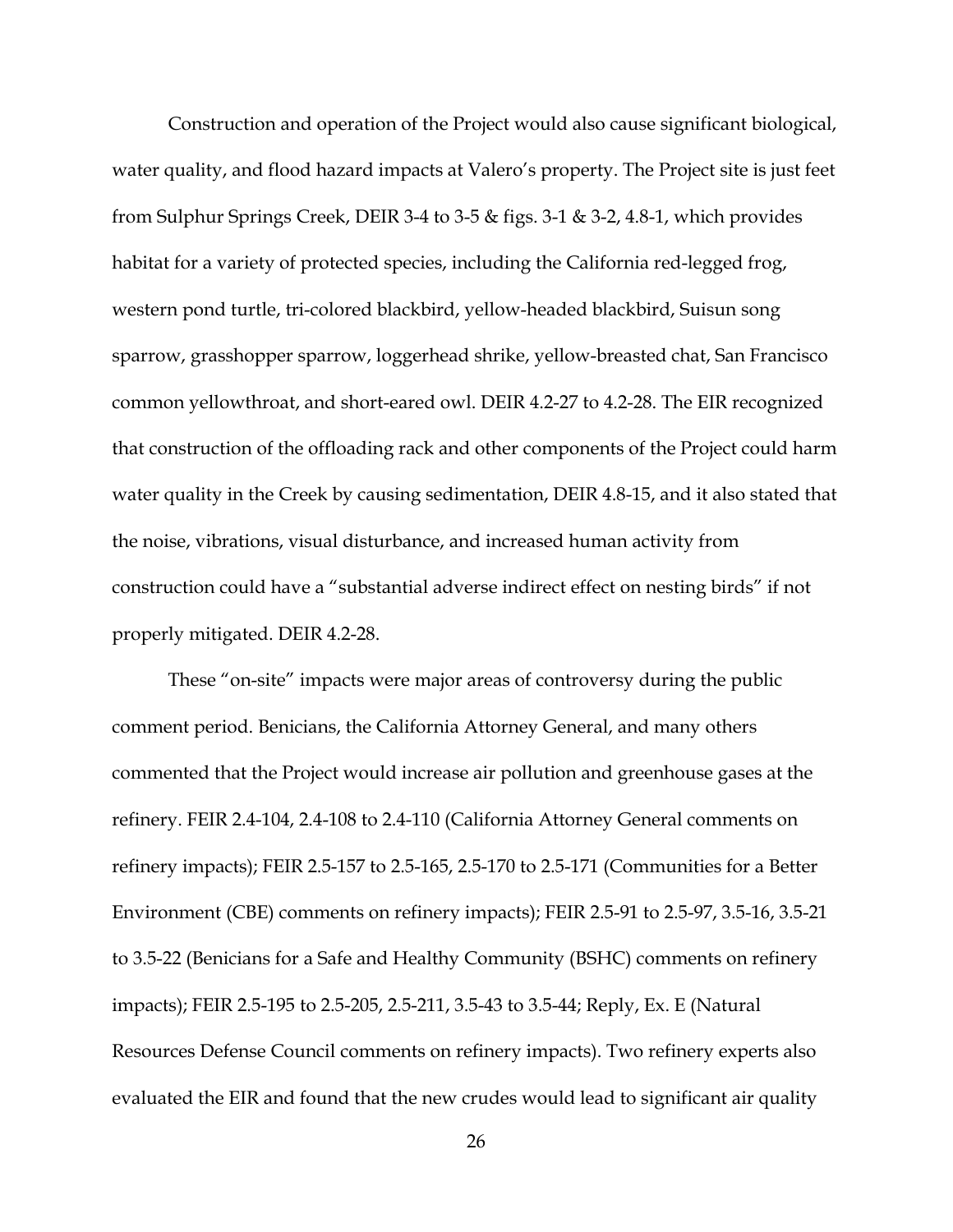Construction and operation of the Project would also cause significant biological, water quality, and flood hazard impacts at Valero's property. The Project site is just feet from Sulphur Springs Creek, DEIR 3-4 to 3-5 & figs. 3-1 & 3-2, 4.8-1, which provides habitat for a variety of protected species, including the California red-legged frog, western pond turtle, tri-colored blackbird, yellow-headed blackbird, Suisun song sparrow, grasshopper sparrow, loggerhead shrike, yellow-breasted chat, San Francisco common yellowthroat, and short-eared owl. DEIR 4.2-27 to 4.2-28. The EIR recognized that construction of the offloading rack and other components of the Project could harm water quality in the Creek by causing sedimentation, DEIR 4.8-15, and it also stated that the noise, vibrations, visual disturbance, and increased human activity from construction could have a "substantial adverse indirect effect on nesting birds" if not properly mitigated. DEIR 4.2-28.

These "on-site" impacts were major areas of controversy during the public comment period. Benicians, the California Attorney General, and many others commented that the Project would increase air pollution and greenhouse gases at the refinery. FEIR 2.4-104, 2.4-108 to 2.4-110 (California Attorney General comments on refinery impacts); FEIR 2.5-157 to 2.5-165, 2.5-170 to 2.5-171 (Communities for a Better Environment (CBE) comments on refinery impacts); FEIR 2.5-91 to 2.5-97, 3.5-16, 3.5-21 to 3.5-22 (Benicians for a Safe and Healthy Community (BSHC) comments on refinery impacts); FEIR 2.5-195 to 2.5-205, 2.5-211, 3.5-43 to 3.5-44; Reply, Ex. E (Natural Resources Defense Council comments on refinery impacts). Two refinery experts also evaluated the EIR and found that the new crudes would lead to significant air quality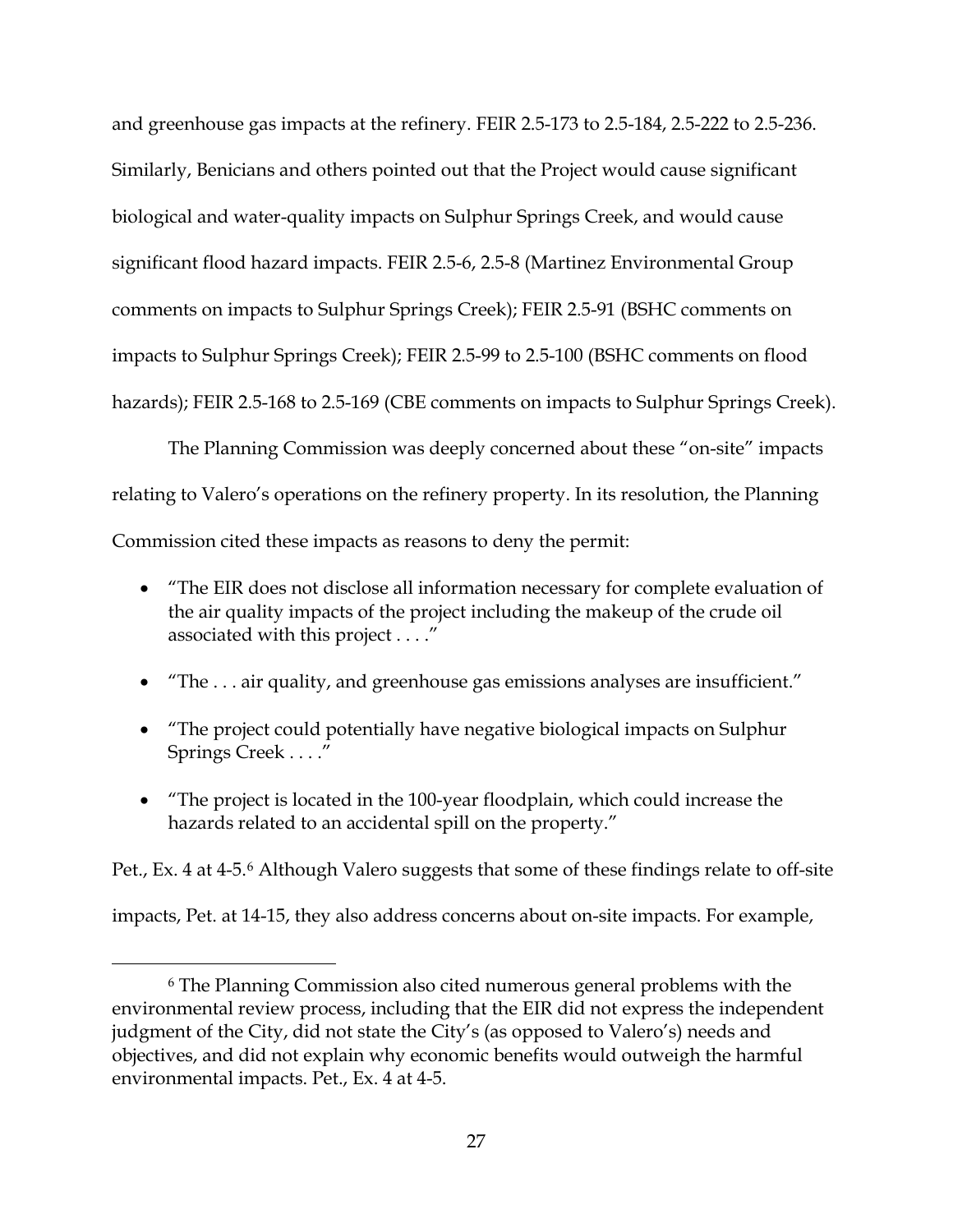and greenhouse gas impacts at the refinery. FEIR 2.5-173 to 2.5-184, 2.5-222 to 2.5-236. Similarly, Benicians and others pointed out that the Project would cause significant biological and water-quality impacts on Sulphur Springs Creek, and would cause significant flood hazard impacts. FEIR 2.5-6, 2.5-8 (Martinez Environmental Group comments on impacts to Sulphur Springs Creek); FEIR 2.5-91 (BSHC comments on impacts to Sulphur Springs Creek); FEIR 2.5-99 to 2.5-100 (BSHC comments on flood hazards); FEIR 2.5-168 to 2.5-169 (CBE comments on impacts to Sulphur Springs Creek).

The Planning Commission was deeply concerned about these "on-site" impacts relating to Valero's operations on the refinery property. In its resolution, the Planning Commission cited these impacts as reasons to deny the permit:

- "The EIR does not disclose all information necessary for complete evaluation of the air quality impacts of the project including the makeup of the crude oil associated with this project . . . ."
- "The . . . air quality, and greenhouse gas emissions analyses are insufficient."
- "The project could potentially have negative biological impacts on Sulphur Springs Creek . . . ."
- "The project is located in the 100-year floodplain, which could increase the hazards related to an accidental spill on the property."

Pet., Ex. 4 at 4-5.[6] Although Valero suggests that some of these findings relate to off-site impacts, Pet. at 14-15, they also address concerns about on-site impacts. For example,

[6] The Planning Commission also cited numerous general problems with the environmental review process, including that the EIR did not express the independent judgment of the City, did not state the City's (as opposed to Valero's) needs and objectives, and did not explain why economic benefits would outweigh the harmful environmental impacts. Pet., Ex. 4 at 4-5.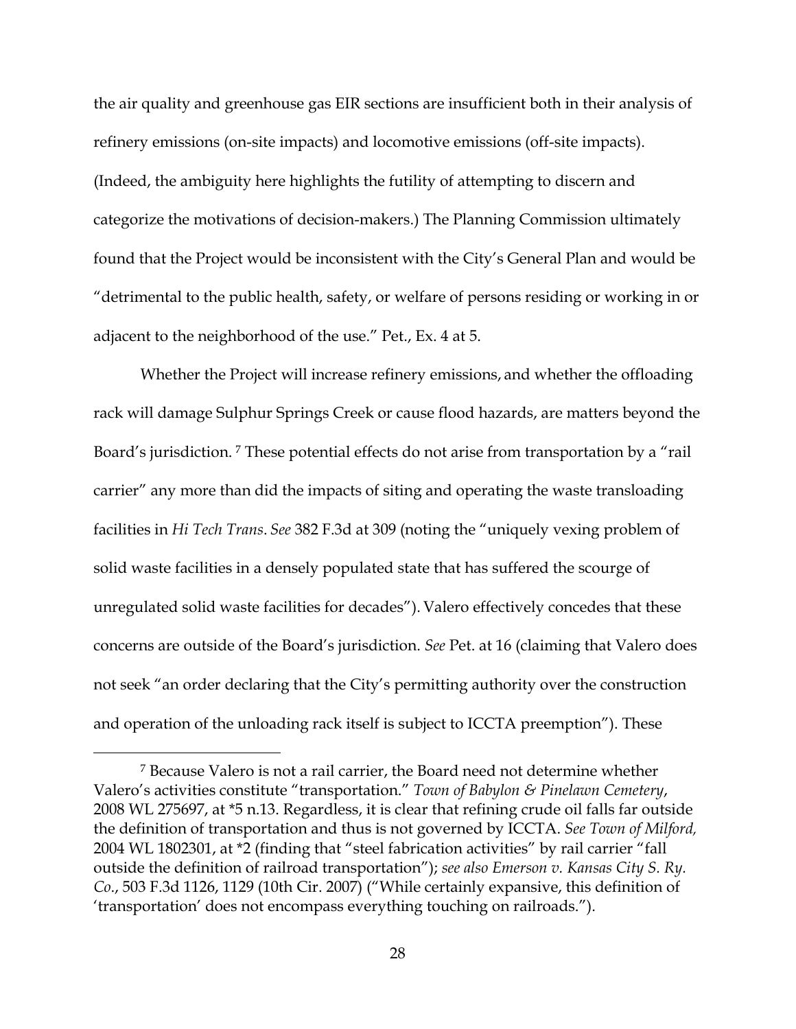the air quality and greenhouse gas EIR sections are insufficient both in their analysis of refinery emissions (on-site impacts) and locomotive emissions (off-site impacts). (Indeed, the ambiguity here highlights the futility of attempting to discern and categorize the motivations of decision-makers.) The Planning Commission ultimately found that the Project would be inconsistent with the City's General Plan and would be "detrimental to the public health, safety, or welfare of persons residing or working in or adjacent to the neighborhood of the use." Pet., Ex. 4 at 5.

Whether the Project will increase refinery emissions, and whether the offloading rack will damage Sulphur Springs Creek or cause flood hazards, are matters beyond the Board's jurisdiction.[7] These potential effects do not arise from transportation by a "rail carrier" any more than did the impacts of siting and operating the waste transloading facilities in *Hi Tech Trans*. *See* 382 F.3d at 309 (noting the "uniquely vexing problem of solid waste facilities in a densely populated state that has suffered the scourge of unregulated solid waste facilities for decades"). Valero effectively concedes that these concerns are outside of the Board's jurisdiction. *See* Pet. at 16 (claiming that Valero does not seek "an order declaring that the City's permitting authority over the construction and operation of the unloading rack itself is subject to ICCTA preemption"). These

---

[7] Because Valero is not a rail carrier, the Board need not determine whether Valero's activities constitute "transportation." *Town of Babylon & Pinelawn Cemetery*, 2008 WL 275697, at *5 n.13. Regardless, it is clear that refining crude oil falls far outside the definition of transportation and thus is not governed by ICCTA. *See Town of Milford,* 2004 WL 1802301, at *2 (finding that "steel fabrication activities" by rail carrier "fall outside the definition of railroad transportation"); *see also Emerson v. Kansas City S. Ry. Co.*, 503 F.3d 1126, 1129 (10th Cir. 2007) ("While certainly expansive, this definition of 'transportation' does not encompass everything touching on railroads.").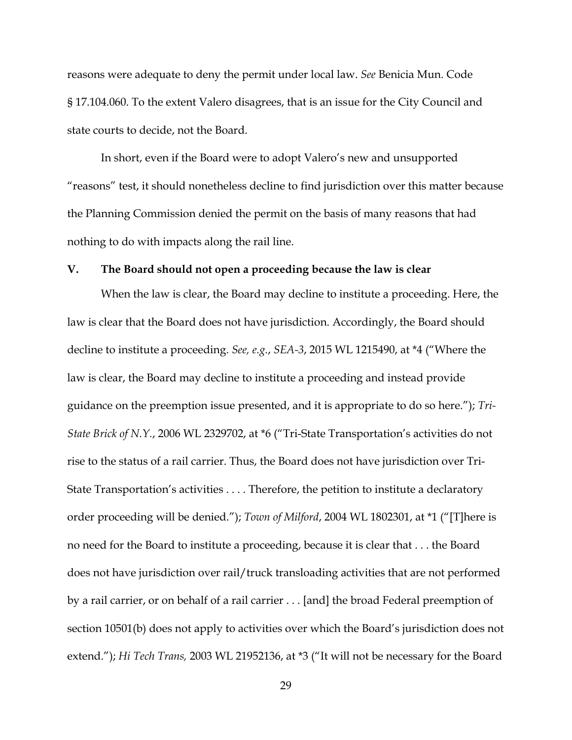reasons were adequate to deny the permit under local law. *See* Benicia Mun. Code § 17.104.060. To the extent Valero disagrees, that is an issue for the City Council and state courts to decide, not the Board.

In short, even if the Board were to adopt Valero's new and unsupported "reasons" test, it should nonetheless decline to find jurisdiction over this matter because the Planning Commission denied the permit on the basis of many reasons that had nothing to do with impacts along the rail line.

## V. The Board should not open a proceeding because the law is clear

When the law is clear, the Board may decline to institute a proceeding. Here, the law is clear that the Board does not have jurisdiction. Accordingly, the Board should decline to institute a proceeding. *See, e.g.*, *SEA-3*, 2015 WL 1215490, at *4 ("Where the law is clear, the Board may decline to institute a proceeding and instead provide guidance on the preemption issue presented, and it is appropriate to do so here."); *Tri-State Brick of N.Y.*, 2006 WL 2329702, at *6 ("Tri-State Transportation's activities do not rise to the status of a rail carrier. Thus, the Board does not have jurisdiction over Tri-State Transportation's activities . . . . Therefore, the petition to institute a declaratory order proceeding will be denied."); *Town of Milford*, 2004 WL 1802301, at *1 ("[T]here is no need for the Board to institute a proceeding, because it is clear that . . . the Board does not have jurisdiction over rail/truck transloading activities that are not performed by a rail carrier, or on behalf of a rail carrier . . . [and] the broad Federal preemption of section 10501(b) does not apply to activities over which the Board's jurisdiction does not extend."); *Hi Tech Trans,* 2003 WL 21952136, at *3 ("It will not be necessary for the Board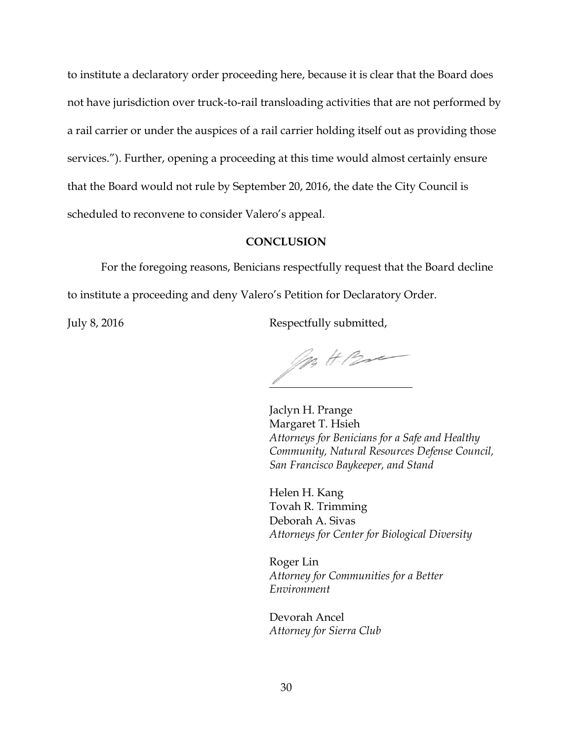to institute a declaratory order proceeding here, because it is clear that the Board does not have jurisdiction over truck-to-rail transloading activities that are not performed by a rail carrier or under the auspices of a rail carrier holding itself out as providing those services."). Further, opening a proceeding at this time would almost certainly ensure that the Board would not rule by September 20, 2016, the date the City Council is scheduled to reconvene to consider Valero's appeal.

## CONCLUSION

For the foregoing reasons, Benicians respectfully request that the Board decline to institute a proceeding and deny Valero's Petition for Declaratory Order.

July 8, 2016

Respectfully submitted,

Jaclyn H. Prange
Margaret T. Hsieh
*Attorneys for Benicians for a Safe and Healthy Community, Natural Resources Defense Council, San Francisco Baykeeper, and Stand*

Helen H. Kang
Tovah R. Trimming
Deborah A. Sivas
*Attorneys for Center for Biological Diversity*

Roger Lin
*Attorney for Communities for a Better Environment*

Devorah Ancel
*Attorney for Sierra Club*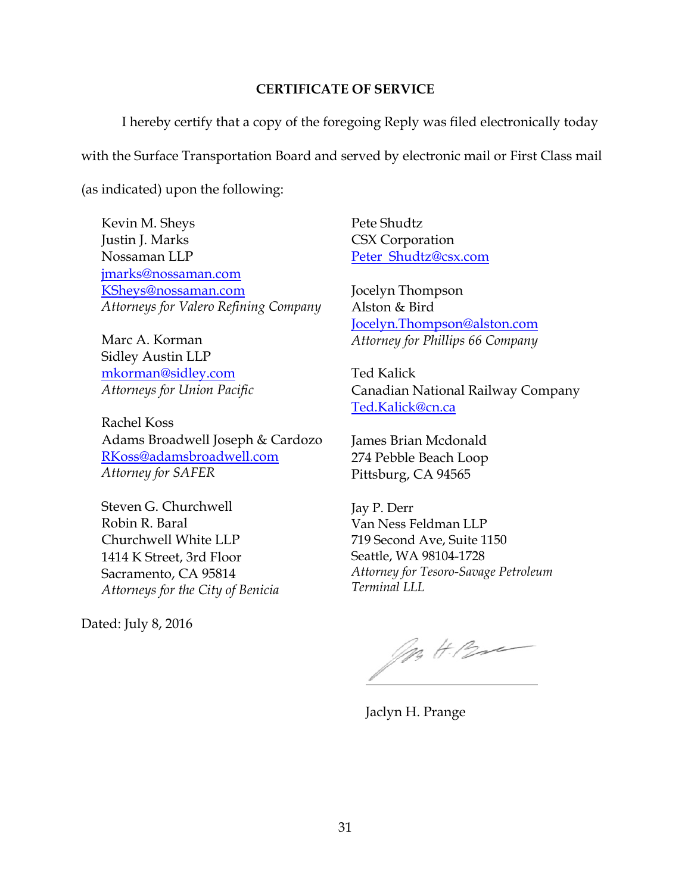**CERTIFICATE OF SERVICE**

I hereby certify that a copy of the foregoing Reply was filed electronically today with the Surface Transportation Board and served by electronic mail or First Class mail (as indicated) upon the following:

Kevin M. Sheys
Justin J. Marks
Nossaman LLP
jmarks@nossaman.com
KSheys@nossaman.com
*Attorneys for Valero Refining Company*

Marc A. Korman
Sidley Austin LLP
mkorman@sidley.com
*Attorneys for Union Pacific*

Rachel Koss
Adams Broadwell Joseph & Cardozo
RKoss@adamsbroadwell.com
*Attorney for SAFER*

Steven G. Churchwell
Robin R. Baral
Churchwell White LLP
1414 K Street, 3rd Floor
Sacramento, CA 95814
*Attorneys for the City of Benicia*

Pete Shudtz
CSX Corporation
Peter_Shudtz@csx.com

Jocelyn Thompson
Alston & Bird
Jocelyn.Thompson@alston.com
*Attorney for Phillips 66 Company*

Ted Kalick
Canadian National Railway Company
Ted.Kalick@cn.ca

James Brian Mcdonald
274 Pebble Beach Loop
Pittsburg, CA 94565

Jay P. Derr
Van Ness Feldman LLP
719 Second Ave, Suite 1150
Seattle, WA 98104-1728
*Attorney for Tesoro-Savage Petroleum Terminal LLL*

Dated: July 8, 2016

Jaclyn H. Prange